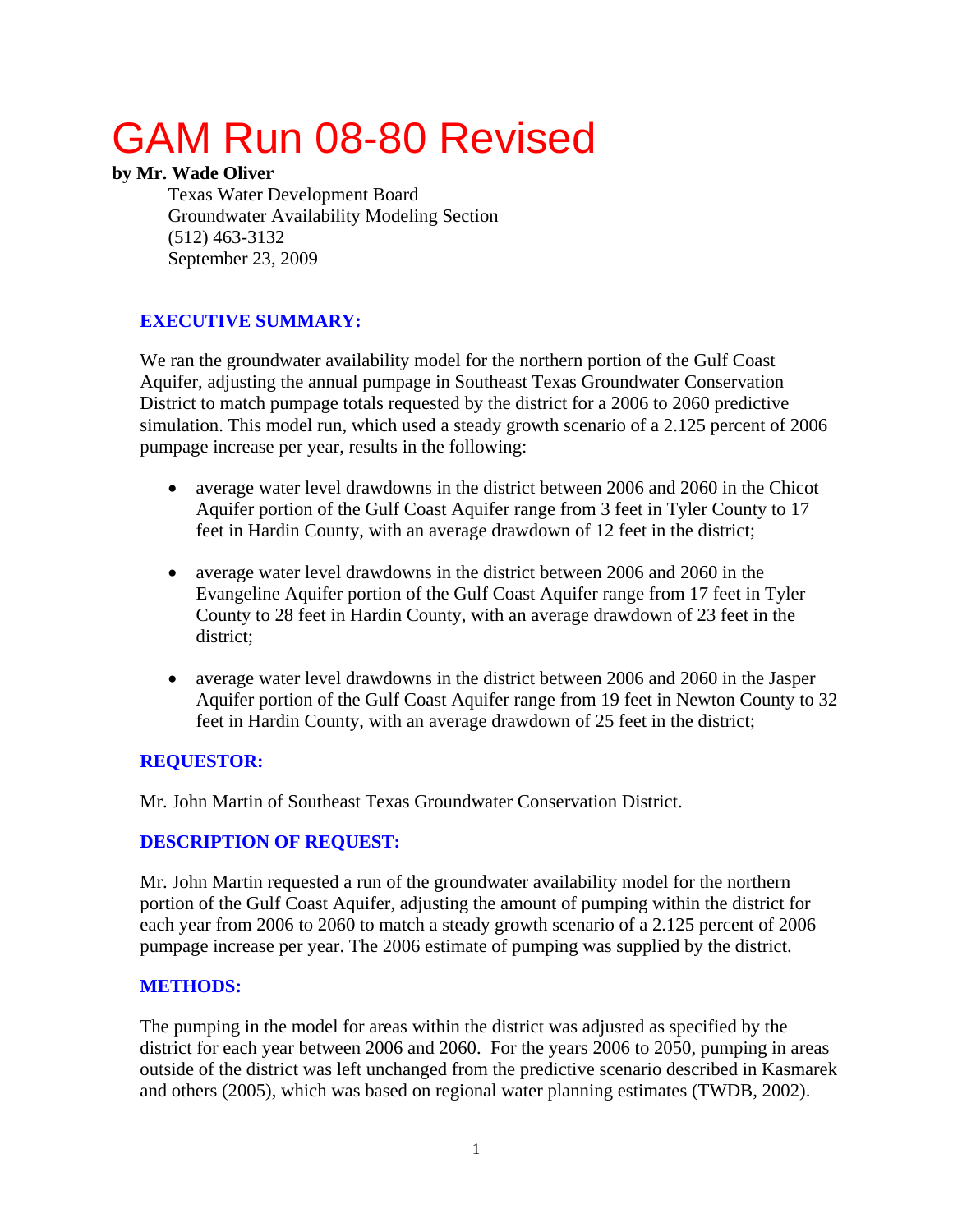# GAM Run 08-80 Revised

**by Mr. Wade Oliver**

Texas Water Development Board
Groundwater Availability Modeling Section
(512) 463-3132
September 23, 2009

## EXECUTIVE SUMMARY:

We ran the groundwater availability model for the northern portion of the Gulf Coast Aquifer, adjusting the annual pumpage in Southeast Texas Groundwater Conservation District to match pumpage totals requested by the district for a 2006 to 2060 predictive simulation. This model run, which used a steady growth scenario of a 2.125 percent of 2006 pumpage increase per year, results in the following:

- average water level drawdowns in the district between 2006 and 2060 in the Chicot Aquifer portion of the Gulf Coast Aquifer range from 3 feet in Tyler County to 17 feet in Hardin County, with an average drawdown of 12 feet in the district;
- average water level drawdowns in the district between 2006 and 2060 in the Evangeline Aquifer portion of the Gulf Coast Aquifer range from 17 feet in Tyler County to 28 feet in Hardin County, with an average drawdown of 23 feet in the district;
- average water level drawdowns in the district between 2006 and 2060 in the Jasper Aquifer portion of the Gulf Coast Aquifer range from 19 feet in Newton County to 32 feet in Hardin County, with an average drawdown of 25 feet in the district;

## REQUESTOR:

Mr. John Martin of Southeast Texas Groundwater Conservation District.

## DESCRIPTION OF REQUEST:

Mr. John Martin requested a run of the groundwater availability model for the northern portion of the Gulf Coast Aquifer, adjusting the amount of pumping within the district for each year from 2006 to 2060 to match a steady growth scenario of a 2.125 percent of 2006 pumpage increase per year. The 2006 estimate of pumping was supplied by the district.

## METHODS:

The pumping in the model for areas within the district was adjusted as specified by the district for each year between 2006 and 2060. For the years 2006 to 2050, pumping in areas outside of the district was left unchanged from the predictive scenario described in Kasmarek and others (2005), which was based on regional water planning estimates (TWDB, 2002).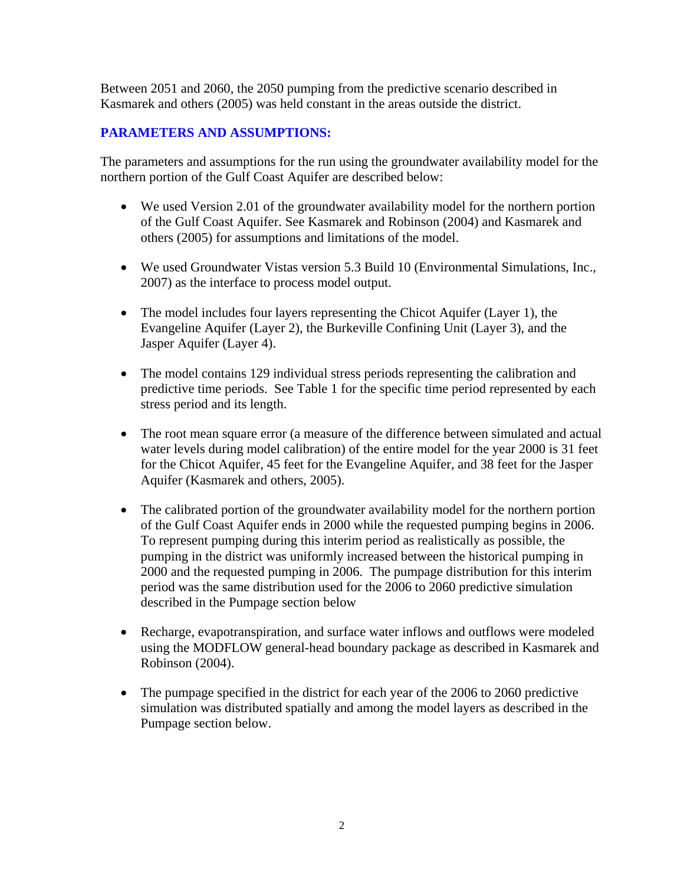Between 2051 and 2060, the 2050 pumping from the predictive scenario described in Kasmarek and others (2005) was held constant in the areas outside the district.

## PARAMETERS AND ASSUMPTIONS:

The parameters and assumptions for the run using the groundwater availability model for the northern portion of the Gulf Coast Aquifer are described below:

- We used Version 2.01 of the groundwater availability model for the northern portion of the Gulf Coast Aquifer. See Kasmarek and Robinson (2004) and Kasmarek and others (2005) for assumptions and limitations of the model.
- We used Groundwater Vistas version 5.3 Build 10 (Environmental Simulations, Inc., 2007) as the interface to process model output.
- The model includes four layers representing the Chicot Aquifer (Layer 1), the Evangeline Aquifer (Layer 2), the Burkeville Confining Unit (Layer 3), and the Jasper Aquifer (Layer 4).
- The model contains 129 individual stress periods representing the calibration and predictive time periods. See Table 1 for the specific time period represented by each stress period and its length.
- The root mean square error (a measure of the difference between simulated and actual water levels during model calibration) of the entire model for the year 2000 is 31 feet for the Chicot Aquifer, 45 feet for the Evangeline Aquifer, and 38 feet for the Jasper Aquifer (Kasmarek and others, 2005).
- The calibrated portion of the groundwater availability model for the northern portion of the Gulf Coast Aquifer ends in 2000 while the requested pumping begins in 2006. To represent pumping during this interim period as realistically as possible, the pumping in the district was uniformly increased between the historical pumping in 2000 and the requested pumping in 2006. The pumpage distribution for this interim period was the same distribution used for the 2006 to 2060 predictive simulation described in the Pumpage section below
- Recharge, evapotranspiration, and surface water inflows and outflows were modeled using the MODFLOW general-head boundary package as described in Kasmarek and Robinson (2004).
- The pumpage specified in the district for each year of the 2006 to 2060 predictive simulation was distributed spatially and among the model layers as described in the Pumpage section below.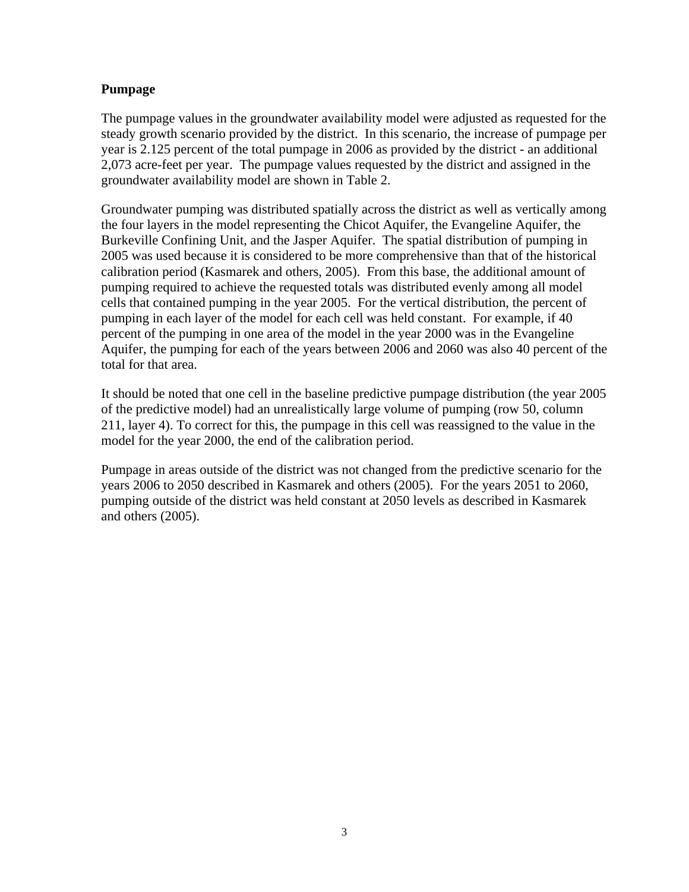## Pumpage

The pumpage values in the groundwater availability model were adjusted as requested for the steady growth scenario provided by the district. In this scenario, the increase of pumpage per year is 2.125 percent of the total pumpage in 2006 as provided by the district - an additional 2,073 acre-feet per year. The pumpage values requested by the district and assigned in the groundwater availability model are shown in Table 2.

Groundwater pumping was distributed spatially across the district as well as vertically among the four layers in the model representing the Chicot Aquifer, the Evangeline Aquifer, the Burkeville Confining Unit, and the Jasper Aquifer. The spatial distribution of pumping in 2005 was used because it is considered to be more comprehensive than that of the historical calibration period (Kasmarek and others, 2005). From this base, the additional amount of pumping required to achieve the requested totals was distributed evenly among all model cells that contained pumping in the year 2005. For the vertical distribution, the percent of pumping in each layer of the model for each cell was held constant. For example, if 40 percent of the pumping in one area of the model in the year 2000 was in the Evangeline Aquifer, the pumping for each of the years between 2006 and 2060 was also 40 percent of the total for that area.

It should be noted that one cell in the baseline predictive pumpage distribution (the year 2005 of the predictive model) had an unrealistically large volume of pumping (row 50, column 211, layer 4). To correct for this, the pumpage in this cell was reassigned to the value in the model for the year 2000, the end of the calibration period.

Pumpage in areas outside of the district was not changed from the predictive scenario for the years 2006 to 2050 described in Kasmarek and others (2005). For the years 2051 to 2060, pumping outside of the district was held constant at 2050 levels as described in Kasmarek and others (2005).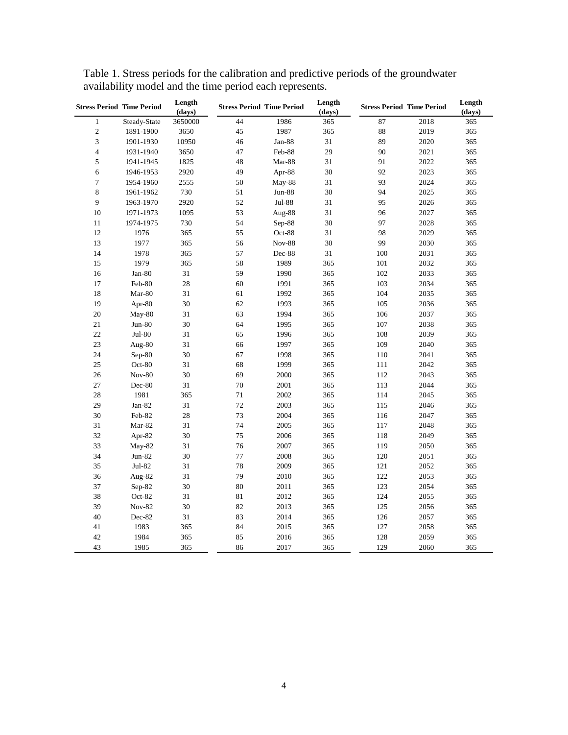Table 1. Stress periods for the calibration and predictive periods of the groundwater availability model and the time period each represents.

| Stress Period | Time Period | Length (days) | Stress Period | Time Period | Length (days) | Stress Period | Time Period | Length (days) |
|---|---|---|---|---|---|---|---|---|
| 1 | Steady-State | 3650000 | 44 | 1986 | 365 | 87 | 2018 | 365 |
| 2 | 1891-1900 | 3650 | 45 | 1987 | 365 | 88 | 2019 | 365 |
| 3 | 1901-1930 | 10950 | 46 | Jan-88 | 31 | 89 | 2020 | 365 |
| 4 | 1931-1940 | 3650 | 47 | Feb-88 | 29 | 90 | 2021 | 365 |
| 5 | 1941-1945 | 1825 | 48 | Mar-88 | 31 | 91 | 2022 | 365 |
| 6 | 1946-1953 | 2920 | 49 | Apr-88 | 30 | 92 | 2023 | 365 |
| 7 | 1954-1960 | 2555 | 50 | May-88 | 31 | 93 | 2024 | 365 |
| 8 | 1961-1962 | 730 | 51 | Jun-88 | 30 | 94 | 2025 | 365 |
| 9 | 1963-1970 | 2920 | 52 | Jul-88 | 31 | 95 | 2026 | 365 |
| 10 | 1971-1973 | 1095 | 53 | Aug-88 | 31 | 96 | 2027 | 365 |
| 11 | 1974-1975 | 730 | 54 | Sep-88 | 30 | 97 | 2028 | 365 |
| 12 | 1976 | 365 | 55 | Oct-88 | 31 | 98 | 2029 | 365 |
| 13 | 1977 | 365 | 56 | Nov-88 | 30 | 99 | 2030 | 365 |
| 14 | 1978 | 365 | 57 | Dec-88 | 31 | 100 | 2031 | 365 |
| 15 | 1979 | 365 | 58 | 1989 | 365 | 101 | 2032 | 365 |
| 16 | Jan-80 | 31 | 59 | 1990 | 365 | 102 | 2033 | 365 |
| 17 | Feb-80 | 28 | 60 | 1991 | 365 | 103 | 2034 | 365 |
| 18 | Mar-80 | 31 | 61 | 1992 | 365 | 104 | 2035 | 365 |
| 19 | Apr-80 | 30 | 62 | 1993 | 365 | 105 | 2036 | 365 |
| 20 | May-80 | 31 | 63 | 1994 | 365 | 106 | 2037 | 365 |
| 21 | Jun-80 | 30 | 64 | 1995 | 365 | 107 | 2038 | 365 |
| 22 | Jul-80 | 31 | 65 | 1996 | 365 | 108 | 2039 | 365 |
| 23 | Aug-80 | 31 | 66 | 1997 | 365 | 109 | 2040 | 365 |
| 24 | Sep-80 | 30 | 67 | 1998 | 365 | 110 | 2041 | 365 |
| 25 | Oct-80 | 31 | 68 | 1999 | 365 | 111 | 2042 | 365 |
| 26 | Nov-80 | 30 | 69 | 2000 | 365 | 112 | 2043 | 365 |
| 27 | Dec-80 | 31 | 70 | 2001 | 365 | 113 | 2044 | 365 |
| 28 | 1981 | 365 | 71 | 2002 | 365 | 114 | 2045 | 365 |
| 29 | Jan-82 | 31 | 72 | 2003 | 365 | 115 | 2046 | 365 |
| 30 | Feb-82 | 28 | 73 | 2004 | 365 | 116 | 2047 | 365 |
| 31 | Mar-82 | 31 | 74 | 2005 | 365 | 117 | 2048 | 365 |
| 32 | Apr-82 | 30 | 75 | 2006 | 365 | 118 | 2049 | 365 |
| 33 | May-82 | 31 | 76 | 2007 | 365 | 119 | 2050 | 365 |
| 34 | Jun-82 | 30 | 77 | 2008 | 365 | 120 | 2051 | 365 |
| 35 | Jul-82 | 31 | 78 | 2009 | 365 | 121 | 2052 | 365 |
| 36 | Aug-82 | 31 | 79 | 2010 | 365 | 122 | 2053 | 365 |
| 37 | Sep-82 | 30 | 80 | 2011 | 365 | 123 | 2054 | 365 |
| 38 | Oct-82 | 31 | 81 | 2012 | 365 | 124 | 2055 | 365 |
| 39 | Nov-82 | 30 | 82 | 2013 | 365 | 125 | 2056 | 365 |
| 40 | Dec-82 | 31 | 83 | 2014 | 365 | 126 | 2057 | 365 |
| 41 | 1983 | 365 | 84 | 2015 | 365 | 127 | 2058 | 365 |
| 42 | 1984 | 365 | 85 | 2016 | 365 | 128 | 2059 | 365 |
| 43 | 1985 | 365 | 86 | 2017 | 365 | 129 | 2060 | 365 |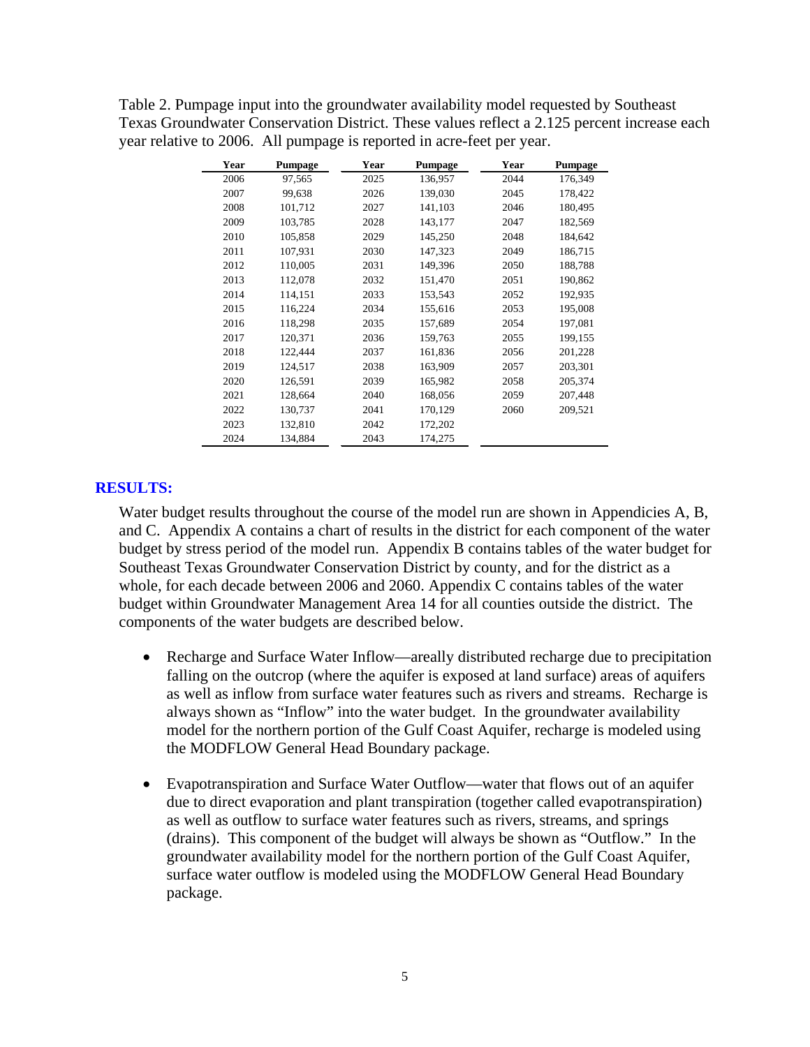Table 2. Pumpage input into the groundwater availability model requested by Southeast Texas Groundwater Conservation District. These values reflect a 2.125 percent increase each year relative to 2006. All pumpage is reported in acre-feet per year.

| Year | Pumpage | Year | Pumpage | Year | Pumpage |
|---|---|---|---|---|---|
| 2006 | 97,565 | 2025 | 136,957 | 2044 | 176,349 |
| 2007 | 99,638 | 2026 | 139,030 | 2045 | 178,422 |
| 2008 | 101,712 | 2027 | 141,103 | 2046 | 180,495 |
| 2009 | 103,785 | 2028 | 143,177 | 2047 | 182,569 |
| 2010 | 105,858 | 2029 | 145,250 | 2048 | 184,642 |
| 2011 | 107,931 | 2030 | 147,323 | 2049 | 186,715 |
| 2012 | 110,005 | 2031 | 149,396 | 2050 | 188,788 |
| 2013 | 112,078 | 2032 | 151,470 | 2051 | 190,862 |
| 2014 | 114,151 | 2033 | 153,543 | 2052 | 192,935 |
| 2015 | 116,224 | 2034 | 155,616 | 2053 | 195,008 |
| 2016 | 118,298 | 2035 | 157,689 | 2054 | 197,081 |
| 2017 | 120,371 | 2036 | 159,763 | 2055 | 199,155 |
| 2018 | 122,444 | 2037 | 161,836 | 2056 | 201,228 |
| 2019 | 124,517 | 2038 | 163,909 | 2057 | 203,301 |
| 2020 | 126,591 | 2039 | 165,982 | 2058 | 205,374 |
| 2021 | 128,664 | 2040 | 168,056 | 2059 | 207,448 |
| 2022 | 130,737 | 2041 | 170,129 | 2060 | 209,521 |
| 2023 | 132,810 | 2042 | 172,202 | | |
| 2024 | 134,884 | 2043 | 174,275 | | |

## RESULTS:

Water budget results throughout the course of the model run are shown in Appendicies A, B, and C. Appendix A contains a chart of results in the district for each component of the water budget by stress period of the model run. Appendix B contains tables of the water budget for Southeast Texas Groundwater Conservation District by county, and for the district as a whole, for each decade between 2006 and 2060. Appendix C contains tables of the water budget within Groundwater Management Area 14 for all counties outside the district. The components of the water budgets are described below.

- Recharge and Surface Water Inflow—areally distributed recharge due to precipitation falling on the outcrop (where the aquifer is exposed at land surface) areas of aquifers as well as inflow from surface water features such as rivers and streams. Recharge is always shown as "Inflow" into the water budget. In the groundwater availability model for the northern portion of the Gulf Coast Aquifer, recharge is modeled using the MODFLOW General Head Boundary package.

- Evapotranspiration and Surface Water Outflow—water that flows out of an aquifer due to direct evaporation and plant transpiration (together called evapotranspiration) as well as outflow to surface water features such as rivers, streams, and springs (drains). This component of the budget will always be shown as "Outflow." In the groundwater availability model for the northern portion of the Gulf Coast Aquifer, surface water outflow is modeled using the MODFLOW General Head Boundary package.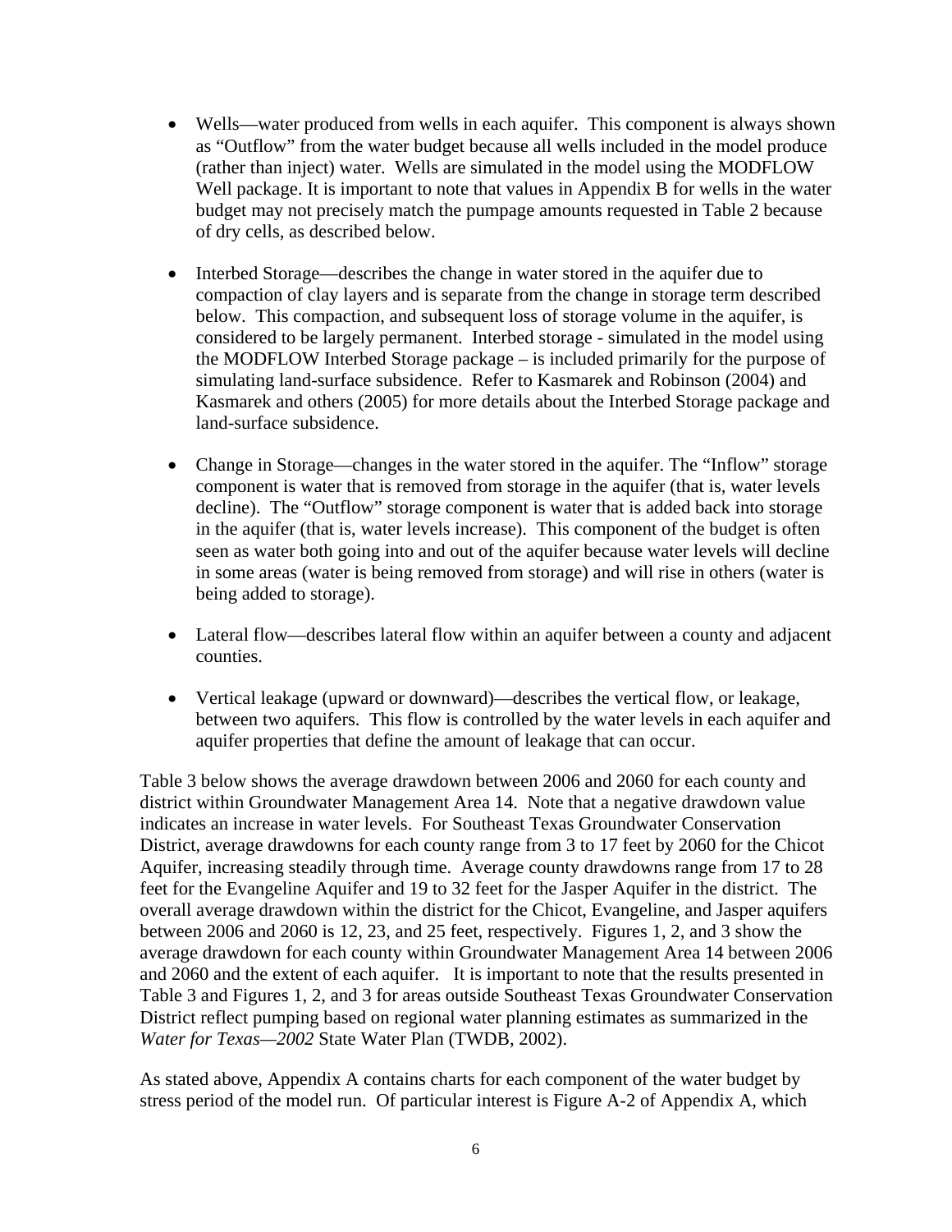- Wells—water produced from wells in each aquifer. This component is always shown as "Outflow" from the water budget because all wells included in the model produce (rather than inject) water. Wells are simulated in the model using the MODFLOW Well package. It is important to note that values in Appendix B for wells in the water budget may not precisely match the pumpage amounts requested in Table 2 because of dry cells, as described below.

- Interbed Storage—describes the change in water stored in the aquifer due to compaction of clay layers and is separate from the change in storage term described below. This compaction, and subsequent loss of storage volume in the aquifer, is considered to be largely permanent. Interbed storage - simulated in the model using the MODFLOW Interbed Storage package – is included primarily for the purpose of simulating land-surface subsidence. Refer to Kasmarek and Robinson (2004) and Kasmarek and others (2005) for more details about the Interbed Storage package and land-surface subsidence.

- Change in Storage—changes in the water stored in the aquifer. The "Inflow" storage component is water that is removed from storage in the aquifer (that is, water levels decline). The "Outflow" storage component is water that is added back into storage in the aquifer (that is, water levels increase). This component of the budget is often seen as water both going into and out of the aquifer because water levels will decline in some areas (water is being removed from storage) and will rise in others (water is being added to storage).

- Lateral flow—describes lateral flow within an aquifer between a county and adjacent counties.

- Vertical leakage (upward or downward)—describes the vertical flow, or leakage, between two aquifers. This flow is controlled by the water levels in each aquifer and aquifer properties that define the amount of leakage that can occur.

Table 3 below shows the average drawdown between 2006 and 2060 for each county and district within Groundwater Management Area 14. Note that a negative drawdown value indicates an increase in water levels. For Southeast Texas Groundwater Conservation District, average drawdowns for each county range from 3 to 17 feet by 2060 for the Chicot Aquifer, increasing steadily through time. Average county drawdowns range from 17 to 28 feet for the Evangeline Aquifer and 19 to 32 feet for the Jasper Aquifer in the district. The overall average drawdown within the district for the Chicot, Evangeline, and Jasper aquifers between 2006 and 2060 is 12, 23, and 25 feet, respectively. Figures 1, 2, and 3 show the average drawdown for each county within Groundwater Management Area 14 between 2006 and 2060 and the extent of each aquifer. It is important to note that the results presented in Table 3 and Figures 1, 2, and 3 for areas outside Southeast Texas Groundwater Conservation District reflect pumping based on regional water planning estimates as summarized in the *Water for Texas—2002* State Water Plan (TWDB, 2002).

As stated above, Appendix A contains charts for each component of the water budget by stress period of the model run. Of particular interest is Figure A-2 of Appendix A, which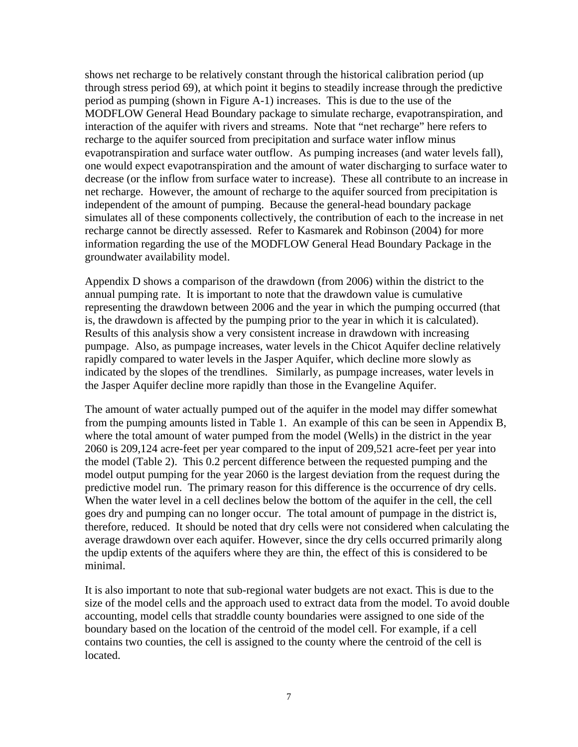shows net recharge to be relatively constant through the historical calibration period (up through stress period 69), at which point it begins to steadily increase through the predictive period as pumping (shown in Figure A-1) increases. This is due to the use of the MODFLOW General Head Boundary package to simulate recharge, evapotranspiration, and interaction of the aquifer with rivers and streams. Note that "net recharge" here refers to recharge to the aquifer sourced from precipitation and surface water inflow minus evapotranspiration and surface water outflow. As pumping increases (and water levels fall), one would expect evapotranspiration and the amount of water discharging to surface water to decrease (or the inflow from surface water to increase). These all contribute to an increase in net recharge. However, the amount of recharge to the aquifer sourced from precipitation is independent of the amount of pumping. Because the general-head boundary package simulates all of these components collectively, the contribution of each to the increase in net recharge cannot be directly assessed. Refer to Kasmarek and Robinson (2004) for more information regarding the use of the MODFLOW General Head Boundary Package in the groundwater availability model.

Appendix D shows a comparison of the drawdown (from 2006) within the district to the annual pumping rate. It is important to note that the drawdown value is cumulative representing the drawdown between 2006 and the year in which the pumping occurred (that is, the drawdown is affected by the pumping prior to the year in which it is calculated). Results of this analysis show a very consistent increase in drawdown with increasing pumpage. Also, as pumpage increases, water levels in the Chicot Aquifer decline relatively rapidly compared to water levels in the Jasper Aquifer, which decline more slowly as indicated by the slopes of the trendlines. Similarly, as pumpage increases, water levels in the Jasper Aquifer decline more rapidly than those in the Evangeline Aquifer.

The amount of water actually pumped out of the aquifer in the model may differ somewhat from the pumping amounts listed in Table 1. An example of this can be seen in Appendix B, where the total amount of water pumped from the model (Wells) in the district in the year 2060 is 209,124 acre-feet per year compared to the input of 209,521 acre-feet per year into the model (Table 2). This 0.2 percent difference between the requested pumping and the model output pumping for the year 2060 is the largest deviation from the request during the predictive model run. The primary reason for this difference is the occurrence of dry cells. When the water level in a cell declines below the bottom of the aquifer in the cell, the cell goes dry and pumping can no longer occur. The total amount of pumpage in the district is, therefore, reduced. It should be noted that dry cells were not considered when calculating the average drawdown over each aquifer. However, since the dry cells occurred primarily along the updip extents of the aquifers where they are thin, the effect of this is considered to be minimal.

It is also important to note that sub-regional water budgets are not exact. This is due to the size of the model cells and the approach used to extract data from the model. To avoid double accounting, model cells that straddle county boundaries were assigned to one side of the boundary based on the location of the centroid of the model cell. For example, if a cell contains two counties, the cell is assigned to the county where the centroid of the cell is located.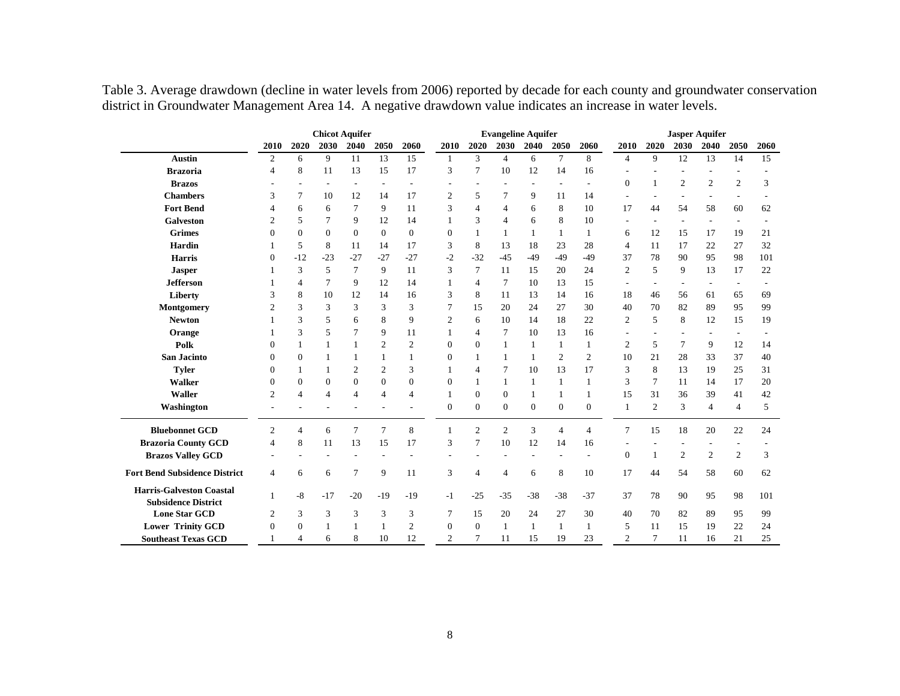Table 3. Average drawdown (decline in water levels from 2006) reported by decade for each county and groundwater conservation district in Groundwater Management Area 14. A negative drawdown value indicates an increase in water levels.

| | Chicot Aquifer | | | | | | Evangeline Aquifer | | | | | | Jasper Aquifer | | | | | |
|---|---|---|---|---|---|---|---|---|---|---|---|---|---|---|---|---|---|---|
| | 2010 | 2020 | 2030 | 2040 | 2050 | 2060 | 2010 | 2020 | 2030 | 2040 | 2050 | 2060 | 2010 | 2020 | 2030 | 2040 | 2050 | 2060 |
| **Austin** | 2 | 6 | 9 | 11 | 13 | 15 | 1 | 3 | 4 | 6 | 7 | 8 | 4 | 9 | 12 | 13 | 14 | 15 |
| **Brazoria** | 4 | 8 | 11 | 13 | 15 | 17 | 3 | 7 | 10 | 12 | 14 | 16 | - | - | - | - | - | - |
| **Brazos** | - | - | - | - | - | - | - | - | - | - | - | - | 0 | 1 | 2 | 2 | 2 | 3 |
| **Chambers** | 3 | 7 | 10 | 12 | 14 | 17 | 2 | 5 | 7 | 9 | 11 | 14 | - | - | - | - | - | - |
| **Fort Bend** | 4 | 6 | 6 | 7 | 9 | 11 | 3 | 4 | 4 | 6 | 8 | 10 | 17 | 44 | 54 | 58 | 60 | 62 |
| **Galveston** | 2 | 5 | 7 | 9 | 12 | 14 | 1 | 3 | 4 | 6 | 8 | 10 | - | - | - | - | - | - |
| **Grimes** | 0 | 0 | 0 | 0 | 0 | 0 | 0 | 1 | 1 | 1 | 1 | 1 | 6 | 12 | 15 | 17 | 19 | 21 |
| **Hardin** | 1 | 5 | 8 | 11 | 14 | 17 | 3 | 8 | 13 | 18 | 23 | 28 | 4 | 11 | 17 | 22 | 27 | 32 |
| **Harris** | 0 | -12 | -23 | -27 | -27 | -27 | -2 | -32 | -45 | -49 | -49 | -49 | 37 | 78 | 90 | 95 | 98 | 101 |
| **Jasper** | 1 | 3 | 5 | 7 | 9 | 11 | 3 | 7 | 11 | 15 | 20 | 24 | 2 | 5 | 9 | 13 | 17 | 22 |
| **Jefferson** | 1 | 4 | 7 | 9 | 12 | 14 | 1 | 4 | 7 | 10 | 13 | 15 | - | - | - | - | - | - |
| **Liberty** | 3 | 8 | 10 | 12 | 14 | 16 | 3 | 8 | 11 | 13 | 14 | 16 | 18 | 46 | 56 | 61 | 65 | 69 |
| **Montgomery** | 2 | 3 | 3 | 3 | 3 | 3 | 7 | 15 | 20 | 24 | 27 | 30 | 40 | 70 | 82 | 89 | 95 | 99 |
| **Newton** | 1 | 3 | 5 | 6 | 8 | 9 | 2 | 6 | 10 | 14 | 18 | 22 | 2 | 5 | 8 | 12 | 15 | 19 |
| **Orange** | 1 | 3 | 5 | 7 | 9 | 11 | 1 | 4 | 7 | 10 | 13 | 16 | - | - | - | - | - | - |
| **Polk** | 0 | 1 | 1 | 1 | 2 | 2 | 0 | 0 | 1 | 1 | 1 | 1 | 2 | 5 | 7 | 9 | 12 | 14 |
| **San Jacinto** | 0 | 0 | 1 | 1 | 1 | 1 | 0 | 1 | 1 | 1 | 2 | 2 | 10 | 21 | 28 | 33 | 37 | 40 |
| **Tyler** | 0 | 1 | 1 | 2 | 2 | 3 | 1 | 4 | 7 | 10 | 13 | 17 | 3 | 8 | 13 | 19 | 25 | 31 |
| **Walker** | 0 | 0 | 0 | 0 | 0 | 0 | 0 | 1 | 1 | 1 | 1 | 1 | 3 | 7 | 11 | 14 | 17 | 20 |
| **Waller** | 2 | 4 | 4 | 4 | 4 | 4 | 1 | 0 | 0 | 1 | 1 | 1 | 15 | 31 | 36 | 39 | 41 | 42 |
| **Washington** | - | - | - | - | - | - | 0 | 0 | 0 | 0 | 0 | 0 | 1 | 2 | 3 | 4 | 4 | 5 |
| **Bluebonnet GCD** | 2 | 4 | 6 | 7 | 7 | 8 | 1 | 2 | 2 | 3 | 4 | 4 | 7 | 15 | 18 | 20 | 22 | 24 |
| **Brazoria County GCD** | 4 | 8 | 11 | 13 | 15 | 17 | 3 | 7 | 10 | 12 | 14 | 16 | - | - | - | - | - | - |
| **Brazos Valley GCD** | - | - | - | - | - | - | - | - | - | - | - | - | 0 | 1 | 2 | 2 | 2 | 3 |
| **Fort Bend Subsidence District** | 4 | 6 | 6 | 7 | 9 | 11 | 3 | 4 | 4 | 6 | 8 | 10 | 17 | 44 | 54 | 58 | 60 | 62 |
| **Harris-Galveston Coastal Subsidence District** | 1 | -8 | -17 | -20 | -19 | -19 | -1 | -25 | -35 | -38 | -38 | -37 | 37 | 78 | 90 | 95 | 98 | 101 |
| **Lone Star GCD** | 2 | 3 | 3 | 3 | 3 | 3 | 7 | 15 | 20 | 24 | 27 | 30 | 40 | 70 | 82 | 89 | 95 | 99 |
| **Lower Trinity GCD** | 0 | 0 | 1 | 1 | 1 | 2 | 0 | 0 | 1 | 1 | 1 | 1 | 5 | 11 | 15 | 19 | 22 | 24 |
| **Southeast Texas GCD** | 1 | 4 | 6 | 8 | 10 | 12 | 2 | 7 | 11 | 15 | 19 | 23 | 2 | 7 | 11 | 16 | 21 | 25 |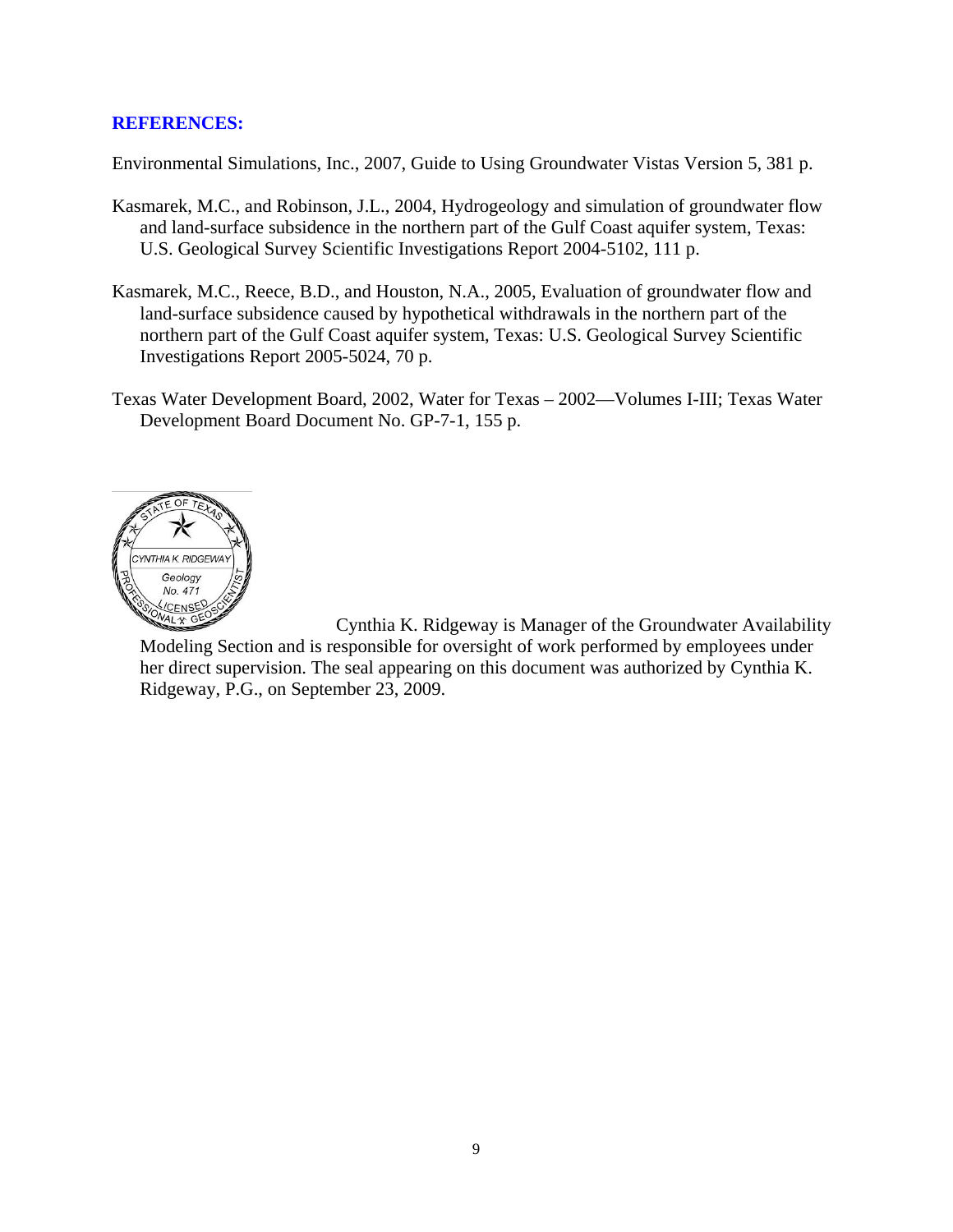## REFERENCES:

Environmental Simulations, Inc., 2007, Guide to Using Groundwater Vistas Version 5, 381 p.

Kasmarek, M.C., and Robinson, J.L., 2004, Hydrogeology and simulation of groundwater flow and land-surface subsidence in the northern part of the Gulf Coast aquifer system, Texas: U.S. Geological Survey Scientific Investigations Report 2004-5102, 111 p.

Kasmarek, M.C., Reece, B.D., and Houston, N.A., 2005, Evaluation of groundwater flow and land-surface subsidence caused by hypothetical withdrawals in the northern part of the northern part of the Gulf Coast aquifer system, Texas: U.S. Geological Survey Scientific Investigations Report 2005-5024, 70 p.

Texas Water Development Board, 2002, Water for Texas – 2002—Volumes I-III; Texas Water Development Board Document No. GP-7-1, 155 p.

Cynthia K. Ridgeway is Manager of the Groundwater Availability Modeling Section and is responsible for oversight of work performed by employees under her direct supervision. The seal appearing on this document was authorized by Cynthia K. Ridgeway, P.G., on September 23, 2009.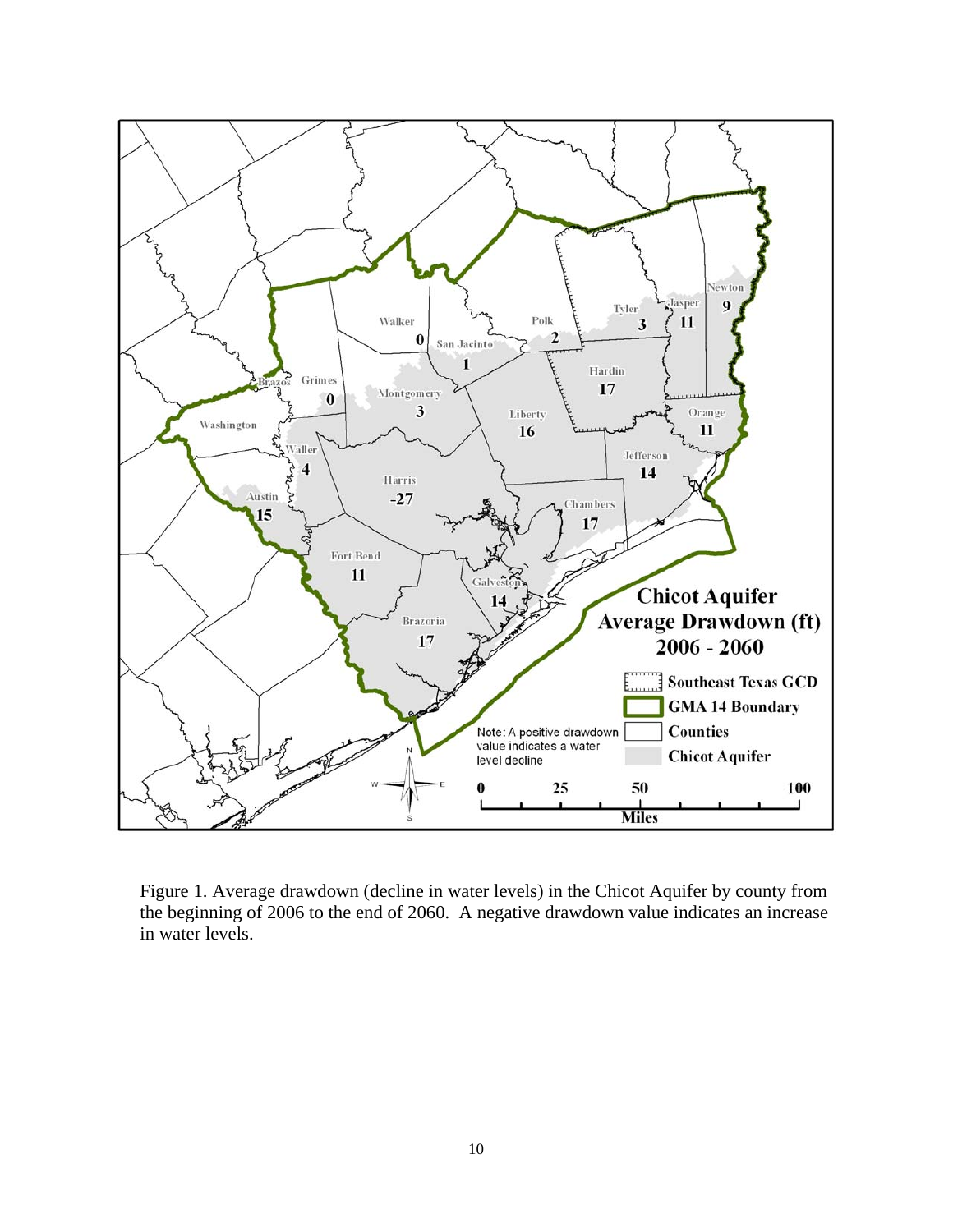Figure 1. Average drawdown (decline in water levels) in the Chicot Aquifer by county from the beginning of 2006 to the end of 2060. A negative drawdown value indicates an increase in water levels.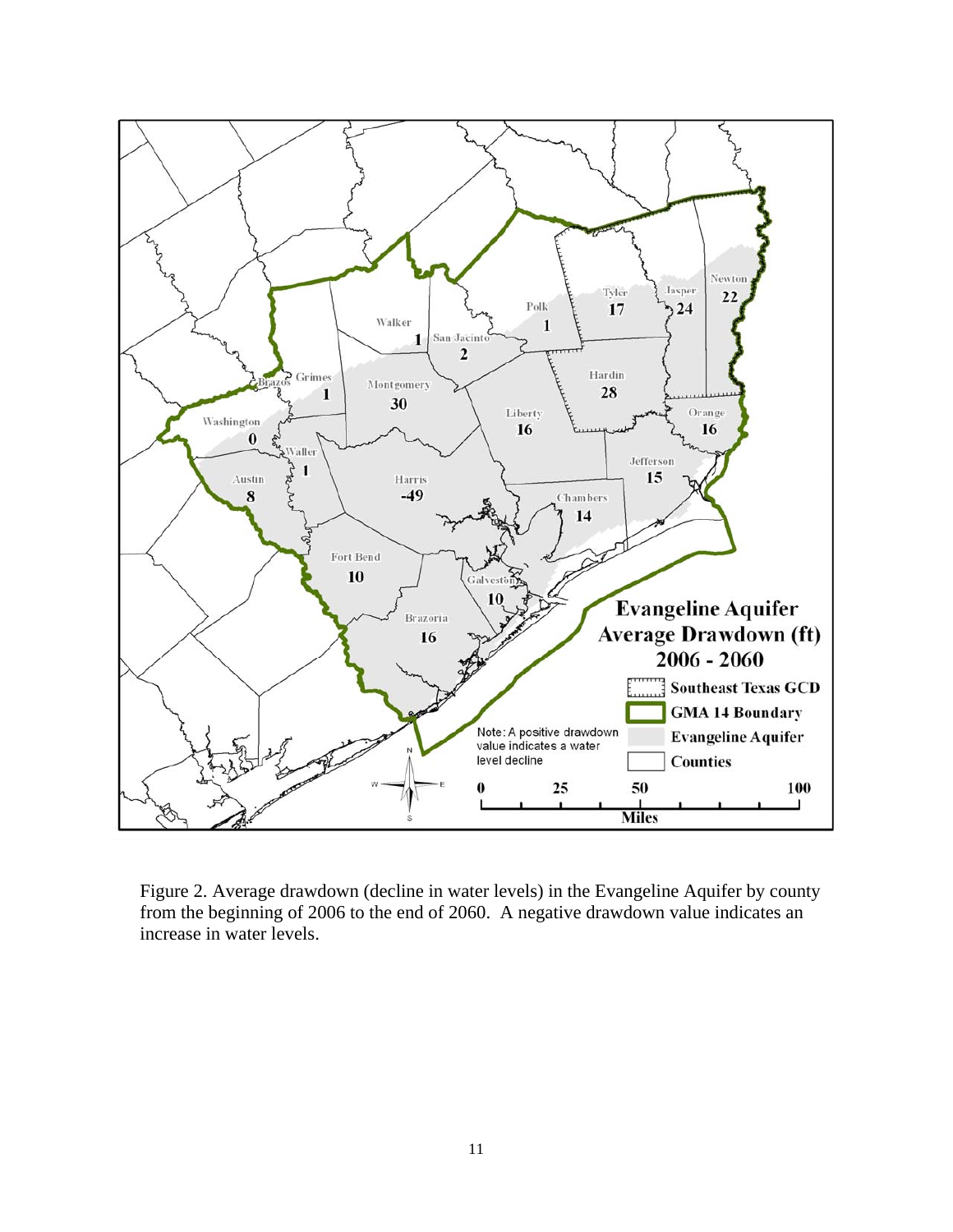Figure 2. Average drawdown (decline in water levels) in the Evangeline Aquifer by county from the beginning of 2006 to the end of 2060. A negative drawdown value indicates an increase in water levels.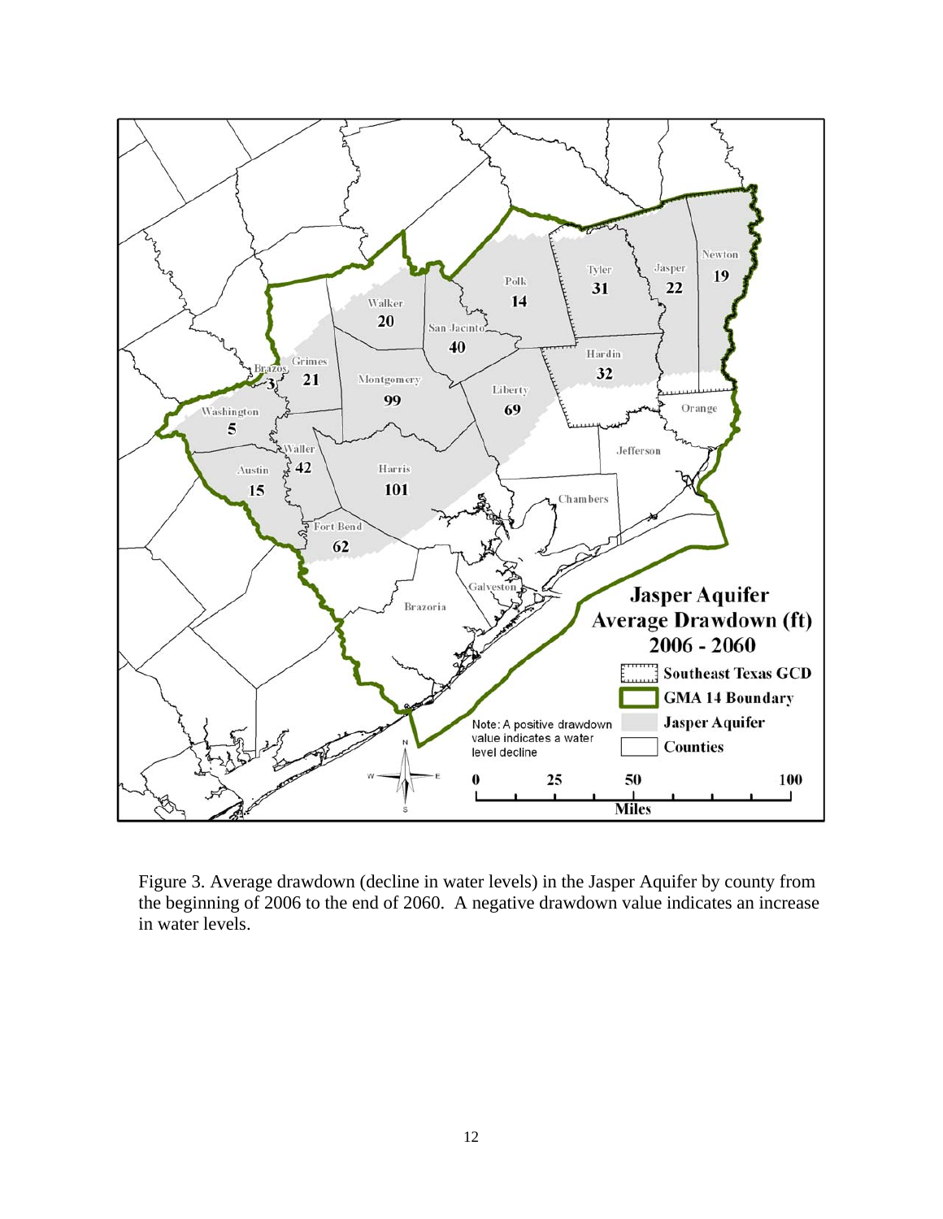Figure 3. Average drawdown (decline in water levels) in the Jasper Aquifer by county from the beginning of 2006 to the end of 2060. A negative drawdown value indicates an increase in water levels.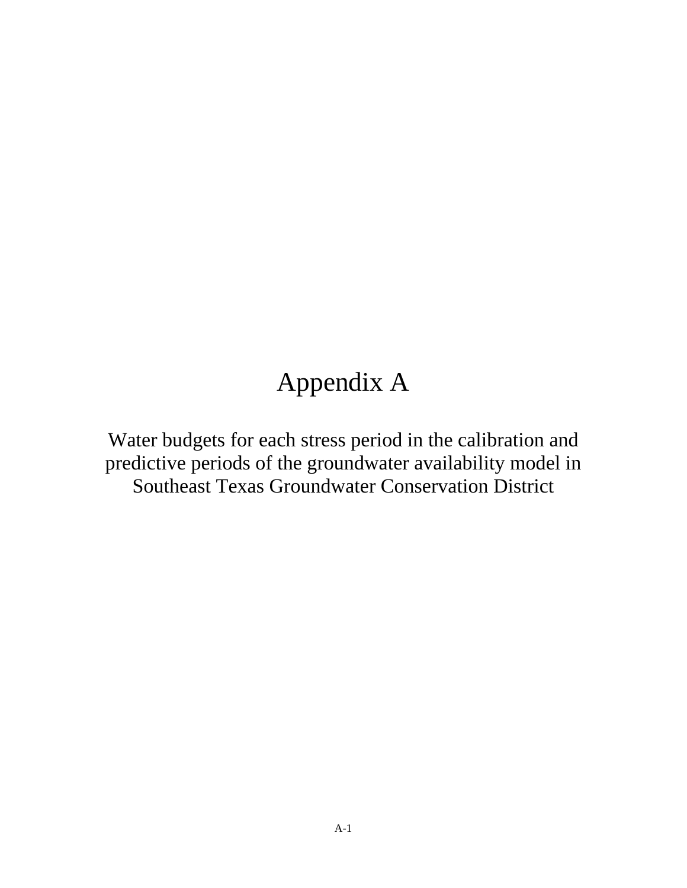# Appendix A

Water budgets for each stress period in the calibration and predictive periods of the groundwater availability model in Southeast Texas Groundwater Conservation District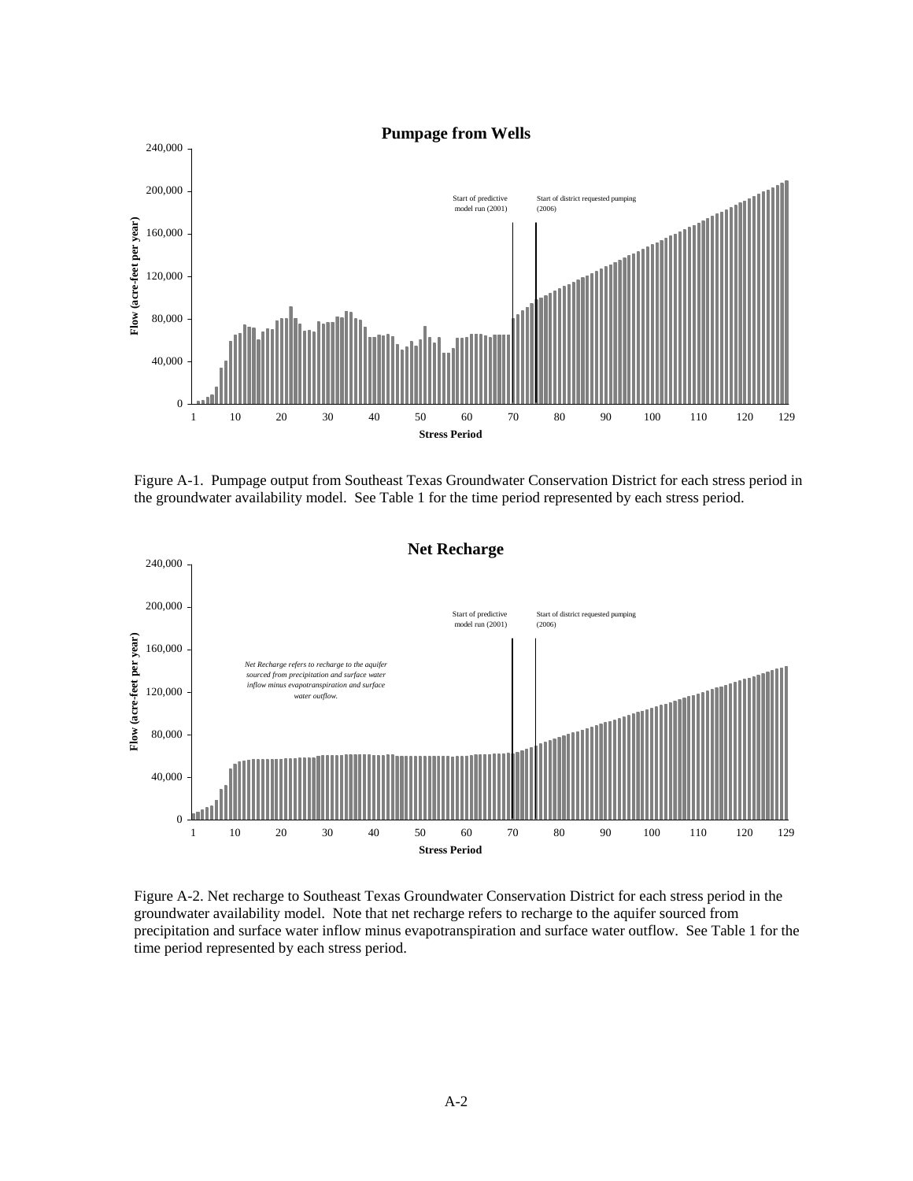Figure A-1. Pumpage output from Southeast Texas Groundwater Conservation District for each stress period in the groundwater availability model. See Table 1 for the time period represented by each stress period.

Figure A-2. Net recharge to Southeast Texas Groundwater Conservation District for each stress period in the groundwater availability model. Note that net recharge refers to recharge to the aquifer sourced from precipitation and surface water inflow minus evapotranspiration and surface water outflow. See Table 1 for the time period represented by each stress period.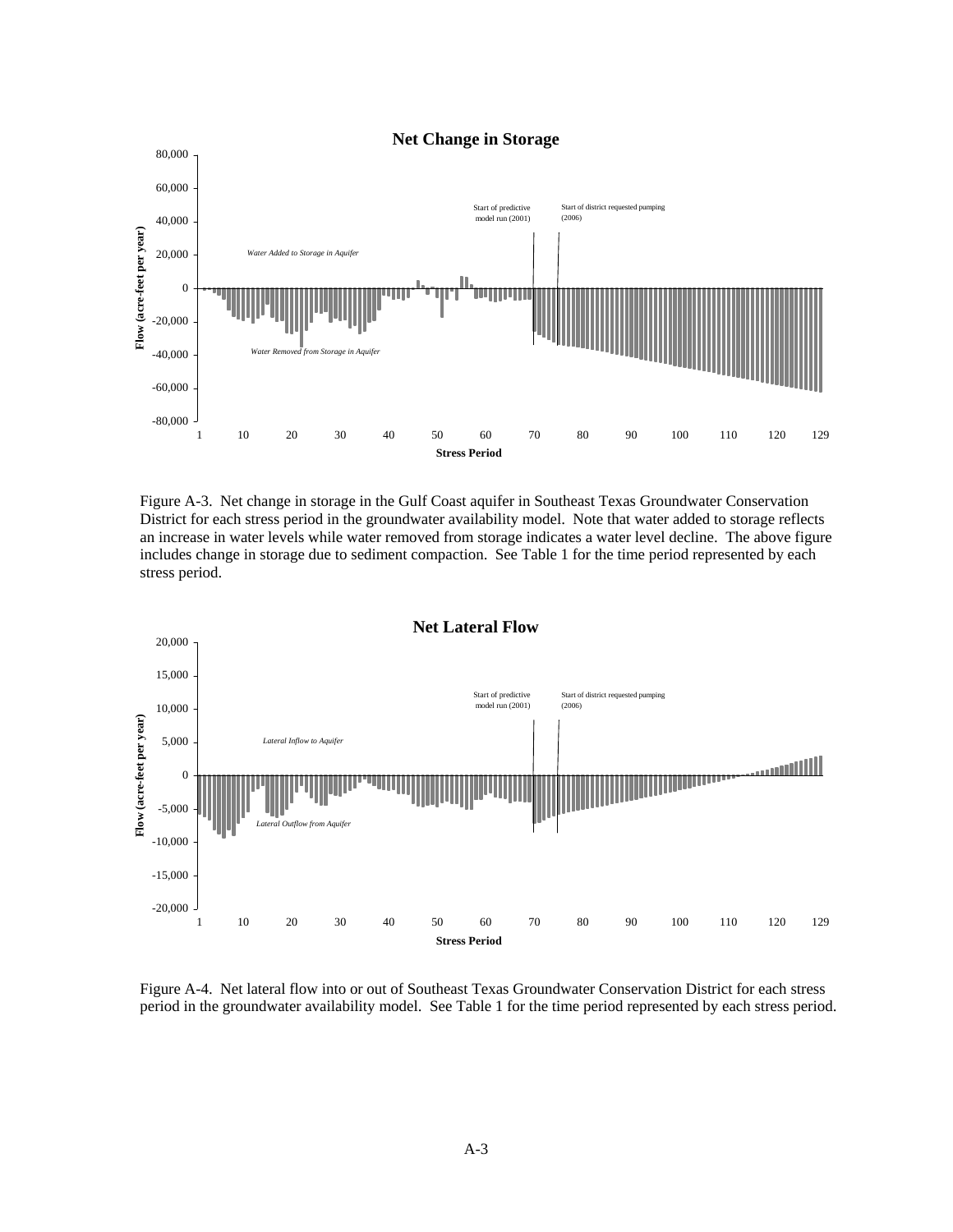Figure A-3. Net change in storage in the Gulf Coast aquifer in Southeast Texas Groundwater Conservation District for each stress period in the groundwater availability model. Note that water added to storage reflects an increase in water levels while water removed from storage indicates a water level decline. The above figure includes change in storage due to sediment compaction. See Table 1 for the time period represented by each stress period.

Figure A-4. Net lateral flow into or out of Southeast Texas Groundwater Conservation District for each stress period in the groundwater availability model. See Table 1 for the time period represented by each stress period.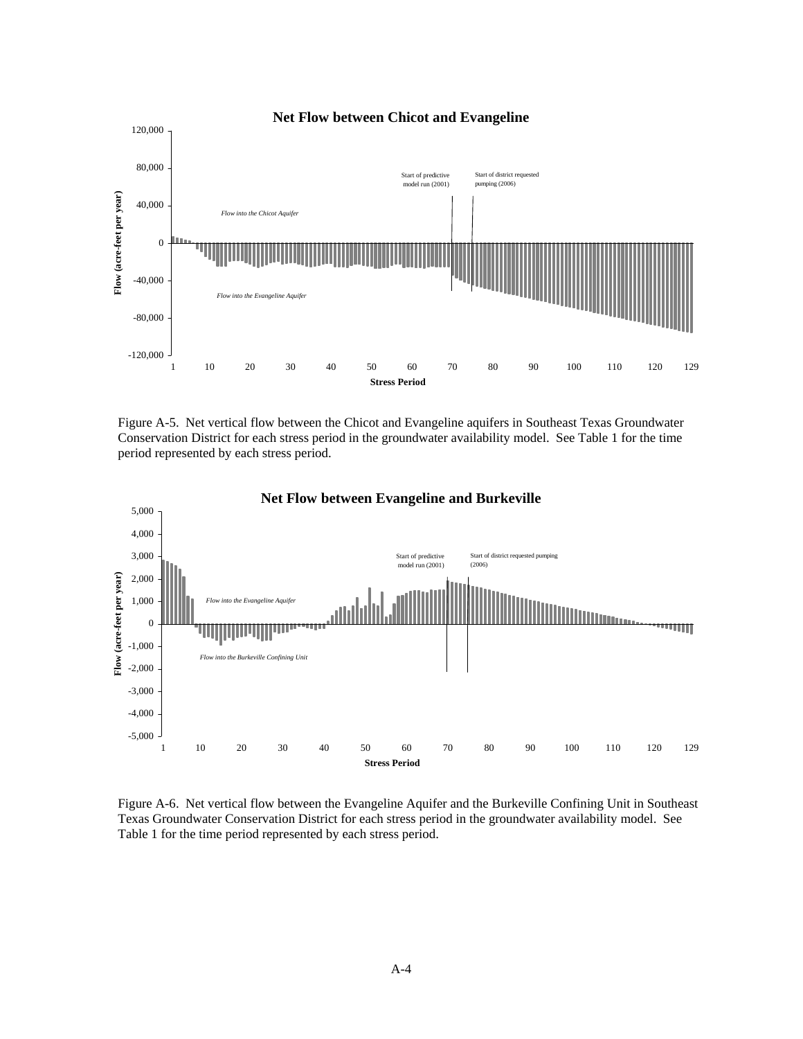Figure A-5. Net vertical flow between the Chicot and Evangeline aquifers in Southeast Texas Groundwater Conservation District for each stress period in the groundwater availability model. See Table 1 for the time period represented by each stress period.

Figure A-6. Net vertical flow between the Evangeline Aquifer and the Burkeville Confining Unit in Southeast Texas Groundwater Conservation District for each stress period in the groundwater availability model. See Table 1 for the time period represented by each stress period.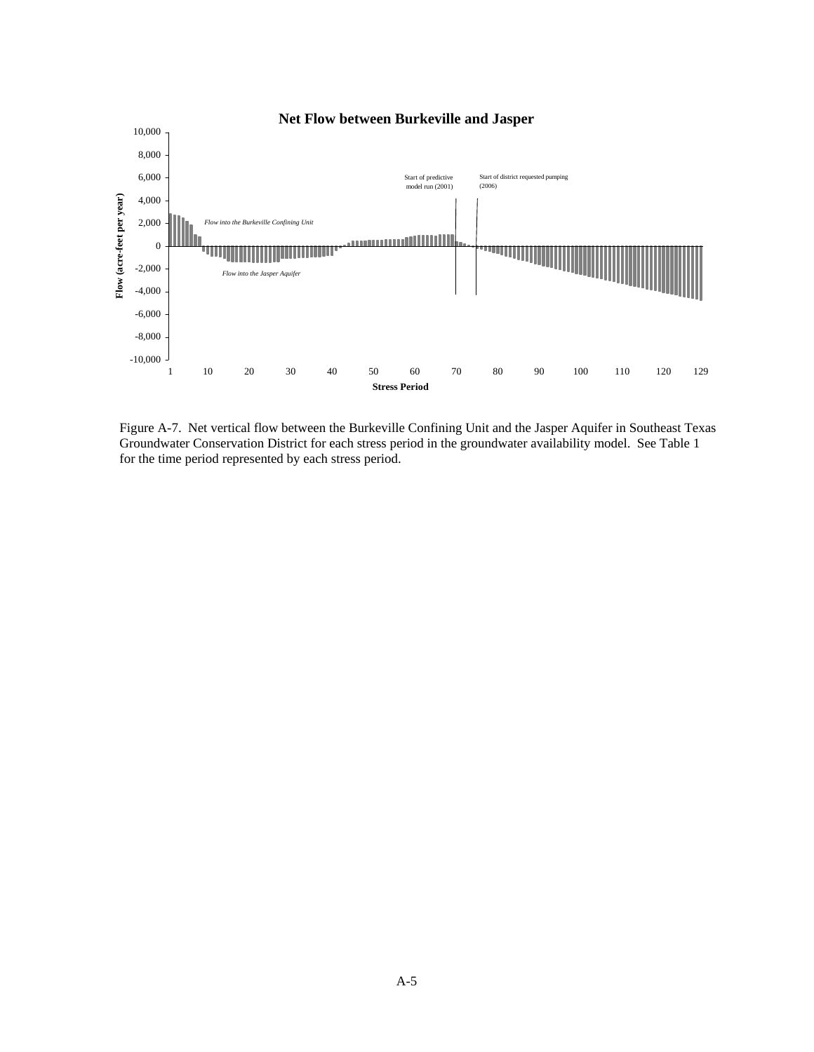Figure A-7. Net vertical flow between the Burkeville Confining Unit and the Jasper Aquifer in Southeast Texas Groundwater Conservation District for each stress period in the groundwater availability model. See Table 1 for the time period represented by each stress period.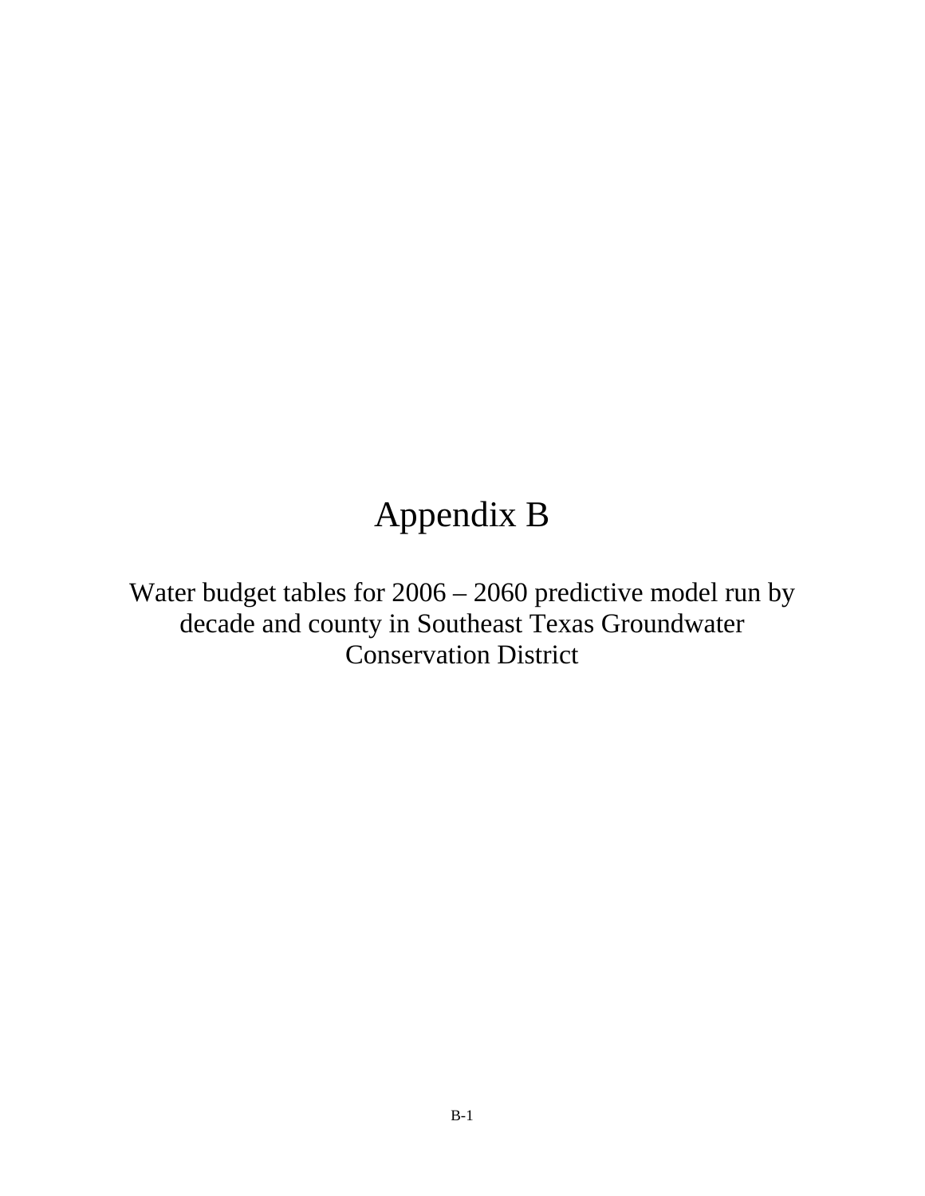# Appendix B

Water budget tables for 2006 – 2060 predictive model run by decade and county in Southeast Texas Groundwater Conservation District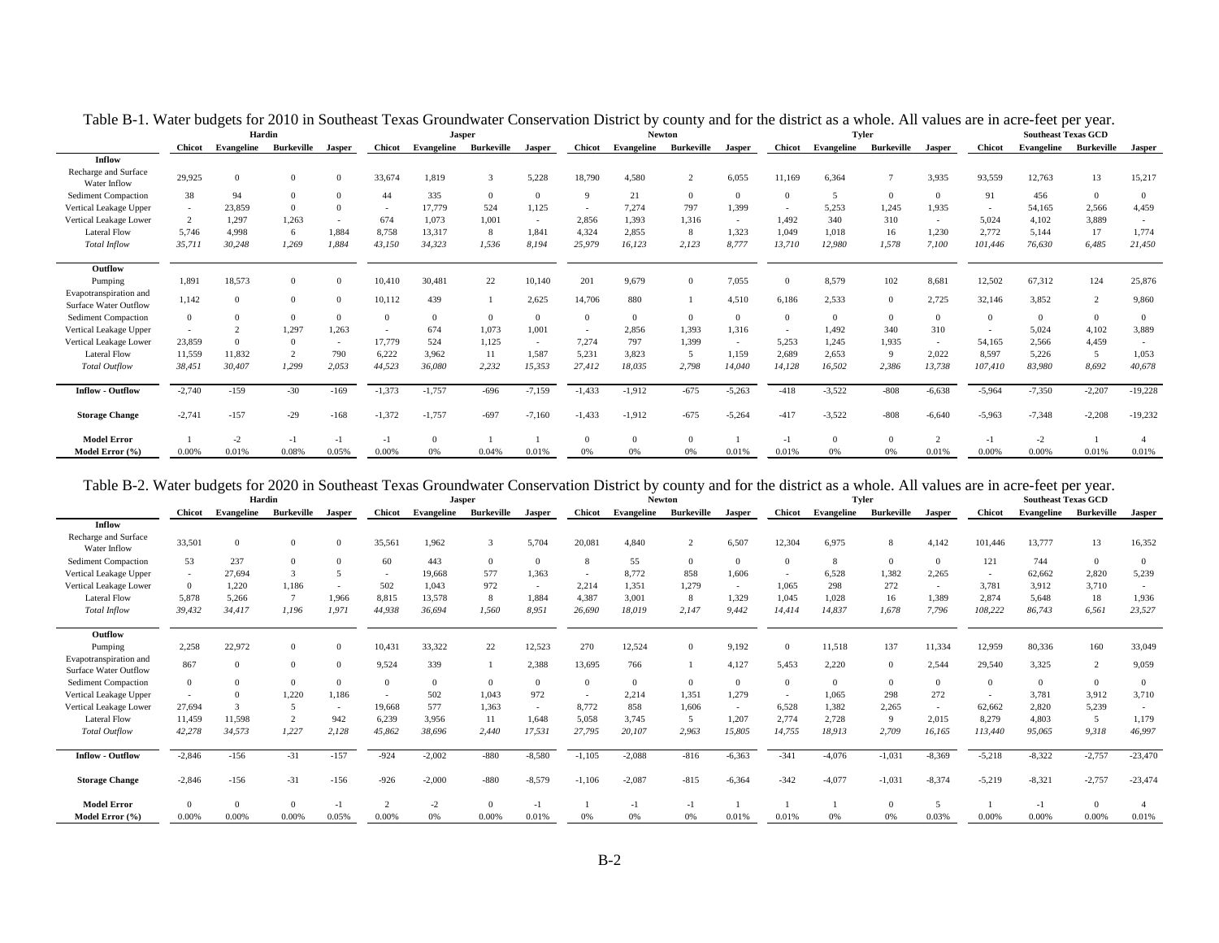Table B-1. Water budgets for 2010 in Southeast Texas Groundwater Conservation District by county and for the district as a whole. All values are in acre-feet per year.

| | Hardin | | | | Jasper | | | | Newton | | | | Tyler | | | | Southeast Texas GCD | | | |
|---|---|---|---|---|---|---|---|---|---|---|---|---|---|---|---|---|---|---|---|---|
| | **Chicot** | **Evangeline** | **Burkeville** | **Jasper** | **Chicot** | **Evangeline** | **Burkeville** | **Jasper** | **Chicot** | **Evangeline** | **Burkeville** | **Jasper** | **Chicot** | **Evangeline** | **Burkeville** | **Jasper** | **Chicot** | **Evangeline** | **Burkeville** | **Jasper** |
| **Inflow** | | | | | | | | | | | | | | | | | | | | |
| Recharge and Surface Water Inflow | 29,925 | 0 | 0 | 0 | 33,674 | 1,819 | 3 | 5,228 | 18,790 | 4,580 | 2 | 6,055 | 11,169 | 6,364 | 7 | 3,935 | 93,559 | 12,763 | 13 | 15,217 |
| Sediment Compaction | 38 | 94 | 0 | 0 | 44 | 335 | 0 | 0 | 9 | 21 | 0 | 0 | 0 | 5 | 0 | 0 | 91 | 456 | 0 | 0 |
| Vertical Leakage Upper | - | 23,859 | 0 | 0 | - | 17,779 | 524 | 1,125 | - | 7,274 | 797 | 1,399 | - | 5,253 | 1,245 | 1,935 | - | 54,165 | 2,566 | 4,459 |
| Vertical Leakage Lower | 2 | 1,297 | 1,263 | - | 674 | 1,073 | 1,001 | - | 2,856 | 1,393 | 1,316 | - | 1,492 | 340 | 310 | - | 5,024 | 4,102 | 3,889 | - |
| Lateral Flow | 5,746 | 4,998 | 6 | 1,884 | 8,758 | 13,317 | 8 | 1,841 | 4,324 | 2,855 | 8 | 1,323 | 1,049 | 1,018 | 16 | 1,230 | 2,772 | 5,144 | 17 | 1,774 |
| *Total Inflow* | *35,711* | *30,248* | *1,269* | *1,884* | *43,150* | *34,323* | *1,536* | *8,194* | *25,979* | *16,123* | *2,123* | *8,777* | *13,710* | *12,980* | *1,578* | *7,100* | *101,446* | *76,630* | *6,485* | *21,450* |
| **Outflow** | | | | | | | | | | | | | | | | | | | | |
| Pumping | 1,891 | 18,573 | 0 | 0 | 10,410 | 30,481 | 22 | 10,140 | 201 | 9,679 | 0 | 7,055 | 0 | 8,579 | 102 | 8,681 | 12,502 | 67,312 | 124 | 25,876 |
| Evapotranspiration and Surface Water Outflow | 1,142 | 0 | 0 | 0 | 10,112 | 439 | 1 | 2,625 | 14,706 | 880 | 1 | 4,510 | 6,186 | 2,533 | 0 | 2,725 | 32,146 | 3,852 | 2 | 9,860 |
| Sediment Compaction | 0 | 0 | 0 | 0 | 0 | 0 | 0 | 0 | 0 | 0 | 0 | 0 | 0 | 0 | 0 | 0 | 0 | 0 | 0 | 0 |
| Vertical Leakage Upper | - | 2 | 1,297 | 1,263 | - | 674 | 1,073 | 1,001 | - | 2,856 | 1,393 | 1,316 | - | 1,492 | 340 | 310 | - | 5,024 | 4,102 | 3,889 |
| Vertical Leakage Lower | 23,859 | 0 | 0 | - | 17,779 | 524 | 1,125 | - | 7,274 | 797 | 1,399 | - | 5,253 | 1,245 | 1,935 | - | 54,165 | 2,566 | 4,459 | - |
| Lateral Flow | 11,559 | 11,832 | 2 | 790 | 6,222 | 3,962 | 11 | 1,587 | 5,231 | 3,823 | 5 | 1,159 | 2,689 | 2,653 | 9 | 2,022 | 8,597 | 5,226 | 5 | 1,053 |
| *Total Outflow* | *38,451* | *30,407* | *1,299* | *2,053* | *44,523* | *36,080* | *2,232* | *15,353* | *27,412* | *18,035* | *2,798* | *14,040* | *14,128* | *16,502* | *2,386* | *13,738* | *107,410* | *83,980* | *8,692* | *40,678* |
| **Inflow - Outflow** | -2,740 | -159 | -30 | -169 | -1,373 | -1,757 | -696 | -7,159 | -1,433 | -1,912 | -675 | -5,263 | -418 | -3,522 | -808 | -6,638 | -5,964 | -7,350 | -2,207 | -19,228 |
| **Storage Change** | -2,741 | -157 | -29 | -168 | -1,372 | -1,757 | -697 | -7,160 | -1,433 | -1,912 | -675 | -5,264 | -417 | -3,522 | -808 | -6,640 | -5,963 | -7,348 | -2,208 | -19,232 |
| **Model Error** | 1 | -2 | -1 | -1 | -1 | 0 | 1 | 1 | 0 | 0 | 0 | 1 | -1 | 0 | 0 | 2 | -1 | -2 | 1 | 4 |
| **Model Error (%)** | 0.00% | 0.01% | 0.08% | 0.05% | 0.00% | 0% | 0.04% | 0.01% | 0% | 0% | 0% | 0.01% | 0.01% | 0% | 0% | 0.01% | 0.00% | 0.00% | 0.01% | 0.01% |

Table B-2. Water budgets for 2020 in Southeast Texas Groundwater Conservation District by county and for the district as a whole. All values are in acre-feet per year.

| | Hardin | | | | Jasper | | | | Newton | | | | Tyler | | | | Southeast Texas GCD | | | |
|---|---|---|---|---|---|---|---|---|---|---|---|---|---|---|---|---|---|---|---|---|
| | **Chicot** | **Evangeline** | **Burkeville** | **Jasper** | **Chicot** | **Evangeline** | **Burkeville** | **Jasper** | **Chicot** | **Evangeline** | **Burkeville** | **Jasper** | **Chicot** | **Evangeline** | **Burkeville** | **Jasper** | **Chicot** | **Evangeline** | **Burkeville** | **Jasper** |
| **Inflow** | | | | | | | | | | | | | | | | | | | | |
| Recharge and Surface Water Inflow | 33,501 | 0 | 0 | 0 | 35,561 | 1,962 | 3 | 5,704 | 20,081 | 4,840 | 2 | 6,507 | 12,304 | 6,975 | 8 | 4,142 | 101,446 | 13,777 | 13 | 16,352 |
| Sediment Compaction | 53 | 237 | 0 | 0 | 60 | 443 | 0 | 0 | 8 | 55 | 0 | 0 | 0 | 8 | 0 | 0 | 121 | 744 | 0 | 0 |
| Vertical Leakage Upper | - | 27,694 | 3 | 5 | - | 19,668 | 577 | 1,363 | - | 8,772 | 858 | 1,606 | - | 6,528 | 1,382 | 2,265 | - | 62,662 | 2,820 | 5,239 |
| Vertical Leakage Lower | 0 | 1,220 | 1,186 | - | 502 | 1,043 | 972 | - | 2,214 | 1,351 | 1,279 | - | 1,065 | 298 | 272 | - | 3,781 | 3,912 | 3,710 | - |
| Lateral Flow | 5,878 | 5,266 | 7 | 1,966 | 8,815 | 13,578 | 8 | 1,884 | 4,387 | 3,001 | 8 | 1,329 | 1,045 | 1,028 | 16 | 1,389 | 2,874 | 5,648 | 18 | 1,936 |
| *Total Inflow* | *39,432* | *34,417* | *1,196* | *1,971* | *44,938* | *36,694* | *1,560* | *8,951* | *26,690* | *18,019* | *2,147* | *9,442* | *14,414* | *14,837* | *1,678* | *7,796* | *108,222* | *86,743* | *6,561* | *23,527* |
| **Outflow** | | | | | | | | | | | | | | | | | | | | |
| Pumping | 2,258 | 22,972 | 0 | 0 | 10,431 | 33,322 | 22 | 12,523 | 270 | 12,524 | 0 | 9,192 | 0 | 11,518 | 137 | 11,334 | 12,959 | 80,336 | 160 | 33,049 |
| Evapotranspiration and Surface Water Outflow | 867 | 0 | 0 | 0 | 9,524 | 339 | 1 | 2,388 | 13,695 | 766 | 1 | 4,127 | 5,453 | 2,220 | 0 | 2,544 | 29,540 | 3,325 | 2 | 9,059 |
| Sediment Compaction | 0 | 0 | 0 | 0 | 0 | 0 | 0 | 0 | 0 | 0 | 0 | 0 | 0 | 0 | 0 | 0 | 0 | 0 | 0 | 0 |
| Vertical Leakage Upper | - | 0 | 1,220 | 1,186 | - | 502 | 1,043 | 972 | - | 2,214 | 1,351 | 1,279 | - | 1,065 | 298 | 272 | - | 3,781 | 3,912 | 3,710 |
| Vertical Leakage Lower | 27,694 | 3 | 5 | - | 19,668 | 577 | 1,363 | - | 8,772 | 858 | 1,606 | - | 6,528 | 1,382 | 2,265 | - | 62,662 | 2,820 | 5,239 | - |
| Lateral Flow | 11,459 | 11,598 | 2 | 942 | 6,239 | 3,956 | 11 | 1,648 | 5,058 | 3,745 | 5 | 1,207 | 2,774 | 2,728 | 9 | 2,015 | 8,279 | 4,803 | 5 | 1,179 |
| *Total Outflow* | *42,278* | *34,573* | *1,227* | *2,128* | *45,862* | *38,696* | *2,440* | *17,531* | *27,795* | *20,107* | *2,963* | *15,805* | *14,755* | *18,913* | *2,709* | *16,165* | *113,440* | *95,065* | *9,318* | *46,997* |
| **Inflow - Outflow** | -2,846 | -156 | -31 | -157 | -924 | -2,002 | -880 | -8,580 | -1,105 | -2,088 | -816 | -6,363 | -341 | -4,076 | -1,031 | -8,369 | -5,218 | -8,322 | -2,757 | -23,470 |
| **Storage Change** | -2,846 | -156 | -31 | -156 | -926 | -2,000 | -880 | -8,579 | -1,106 | -2,087 | -815 | -6,364 | -342 | -4,077 | -1,031 | -8,374 | -5,219 | -8,321 | -2,757 | -23,474 |
| **Model Error** | 0 | 0 | 0 | -1 | 2 | -2 | 0 | -1 | 1 | -1 | -1 | 1 | 1 | 1 | 0 | 5 | 1 | -1 | 0 | 4 |
| **Model Error (%)** | 0.00% | 0.00% | 0.00% | 0.05% | 0.00% | 0% | 0.00% | 0.01% | 0% | 0% | 0% | 0.01% | 0.01% | 0% | 0% | 0.03% | 0.00% | 0.00% | 0.00% | 0.01% |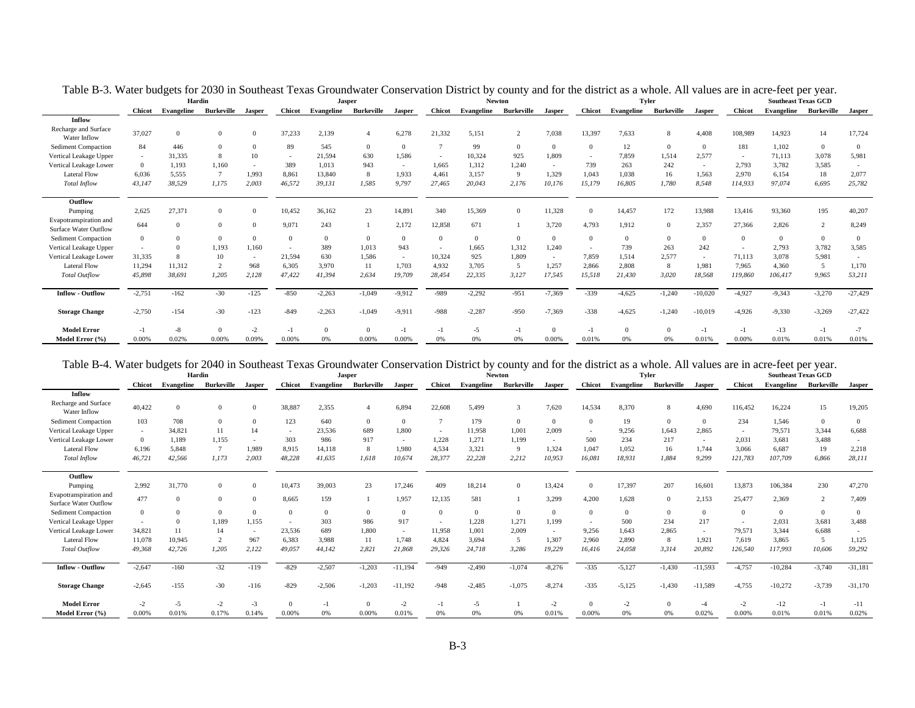Table B-3. Water budgets for 2030 in Southeast Texas Groundwater Conservation District by county and for the district as a whole. All values are in acre-feet per year.

| | Hardin | | | | Jasper | | | | Newton | | | | Tyler | | | | Southeast Texas GCD | | | |
|---|---|---|---|---|---|---|---|---|---|---|---|---|---|---|---|---|---|---|---|---|
| | **Chicot** | **Evangeline** | **Burkeville** | **Jasper** | **Chicot** | **Evangeline** | **Burkeville** | **Jasper** | **Chicot** | **Evangeline** | **Burkeville** | **Jasper** | **Chicot** | **Evangeline** | **Burkeville** | **Jasper** | **Chicot** | **Evangeline** | **Burkeville** | **Jasper** |
| **Inflow** | | | | | | | | | | | | | | | | | | | | |
| Recharge and Surface Water Inflow | 37,027 | 0 | 0 | 0 | 37,233 | 2,139 | 4 | 6,278 | 21,332 | 5,151 | 2 | 7,038 | 13,397 | 7,633 | 8 | 4,408 | 108,989 | 14,923 | 14 | 17,724 |
| Sediment Compaction | 84 | 446 | 0 | 0 | 89 | 545 | 0 | 0 | 7 | 99 | 0 | 0 | 0 | 12 | 0 | 0 | 181 | 1,102 | 0 | 0 |
| Vertical Leakage Upper | - | 31,335 | 8 | 10 | - | 21,594 | 630 | 1,586 | - | 10,324 | 925 | 1,809 | - | 7,859 | 1,514 | 2,577 | - | 71,113 | 3,078 | 5,981 |
| Vertical Leakage Lower | 0 | 1,193 | 1,160 | - | 389 | 1,013 | 943 | - | 1,665 | 1,312 | 1,240 | - | 739 | 263 | 242 | - | 2,793 | 3,782 | 3,585 | - |
| Lateral Flow | 6,036 | 5,555 | 7 | 1,993 | 8,861 | 13,840 | 8 | 1,933 | 4,461 | 3,157 | 9 | 1,329 | 1,043 | 1,038 | 16 | 1,563 | 2,970 | 6,154 | 18 | 2,077 |
| *Total Inflow* | *43,147* | *38,529* | *1,175* | *2,003* | *46,572* | *39,131* | *1,585* | *9,797* | *27,465* | *20,043* | *2,176* | *10,176* | *15,179* | *16,805* | *1,780* | *8,548* | *114,933* | *97,074* | *6,695* | *25,782* |
| **Outflow** | | | | | | | | | | | | | | | | | | | | |
| Pumping | 2,625 | 27,371 | 0 | 0 | 10,452 | 36,162 | 23 | 14,891 | 340 | 15,369 | 0 | 11,328 | 0 | 14,457 | 172 | 13,988 | 13,416 | 93,360 | 195 | 40,207 |
| Evapotranspiration and Surface Water Outflow | 644 | 0 | 0 | 0 | 9,071 | 243 | 1 | 2,172 | 12,858 | 671 | 1 | 3,720 | 4,793 | 1,912 | 0 | 2,357 | 27,366 | 2,826 | 2 | 8,249 |
| Sediment Compaction | 0 | 0 | 0 | 0 | 0 | 0 | 0 | 0 | 0 | 0 | 0 | 0 | 0 | 0 | 0 | 0 | 0 | 0 | 0 | 0 |
| Vertical Leakage Upper | - | 0 | 1,193 | 1,160 | - | 389 | 1,013 | 943 | - | 1,665 | 1,312 | 1,240 | - | 739 | 263 | 242 | - | 2,793 | 3,782 | 3,585 |
| Vertical Leakage Lower | 31,335 | 8 | 10 | - | 21,594 | 630 | 1,586 | - | 10,324 | 925 | 1,809 | - | 7,859 | 1,514 | 2,577 | - | 71,113 | 3,078 | 5,981 | - |
| Lateral Flow | 11,294 | 11,312 | 2 | 968 | 6,305 | 3,970 | 11 | 1,703 | 4,932 | 3,705 | 5 | 1,257 | 2,866 | 2,808 | 8 | 1,981 | 7,965 | 4,360 | 5 | 1,170 |
| *Total Outflow* | *45,898* | *38,691* | *1,205* | *2,128* | *47,422* | *41,394* | *2,634* | *19,709* | *28,454* | *22,335* | *3,127* | *17,545* | *15,518* | *21,430* | *3,020* | *18,568* | *119,860* | *106,417* | *9,965* | *53,211* |
| **Inflow - Outflow** | -2,751 | -162 | -30 | -125 | -850 | -2,263 | -1,049 | -9,912 | -989 | -2,292 | -951 | -7,369 | -339 | -4,625 | -1,240 | -10,020 | -4,927 | -9,343 | -3,270 | -27,429 |
| **Storage Change** | -2,750 | -154 | -30 | -123 | -849 | -2,263 | -1,049 | -9,911 | -988 | -2,287 | -950 | -7,369 | -338 | -4,625 | -1,240 | -10,019 | -4,926 | -9,330 | -3,269 | -27,422 |
| **Model Error** | -1 | -8 | 0 | -2 | -1 | 0 | 0 | -1 | -1 | -5 | -1 | 0 | -1 | 0 | 0 | -1 | -1 | -13 | -1 | -7 |
| **Model Error (%)** | 0.00% | 0.02% | 0.00% | 0.09% | 0.00% | 0% | 0.00% | 0.00% | 0% | 0% | 0% | 0.00% | 0.01% | 0% | 0% | 0.01% | 0.00% | 0.01% | 0.01% | 0.01% |

Table B-4. Water budgets for 2040 in Southeast Texas Groundwater Conservation District by county and for the district as a whole. All values are in acre-feet per year.

| | Hardin | | | | Jasper | | | | Newton | | | | Tyler | | | | Southeast Texas GCD | | | |
|---|---|---|---|---|---|---|---|---|---|---|---|---|---|---|---|---|---|---|---|---|
| | **Chicot** | **Evangeline** | **Burkeville** | **Jasper** | **Chicot** | **Evangeline** | **Burkeville** | **Jasper** | **Chicot** | **Evangeline** | **Burkeville** | **Jasper** | **Chicot** | **Evangeline** | **Burkeville** | **Jasper** | **Chicot** | **Evangeline** | **Burkeville** | **Jasper** |
| **Inflow** | | | | | | | | | | | | | | | | | | | | |
| Recharge and Surface Water Inflow | 40,422 | 0 | 0 | 0 | 38,887 | 2,355 | 4 | 6,894 | 22,608 | 5,499 | 3 | 7,620 | 14,534 | 8,370 | 8 | 4,690 | 116,452 | 16,224 | 15 | 19,205 |
| Sediment Compaction | 103 | 708 | 0 | 0 | 123 | 640 | 0 | 0 | 7 | 179 | 0 | 0 | 0 | 19 | 0 | 0 | 234 | 1,546 | 0 | 0 |
| Vertical Leakage Upper | - | 34,821 | 11 | 14 | - | 23,536 | 689 | 1,800 | - | 11,958 | 1,001 | 2,009 | - | 9,256 | 1,643 | 2,865 | - | 79,571 | 3,344 | 6,688 |
| Vertical Leakage Lower | 0 | 1,189 | 1,155 | - | 303 | 986 | 917 | - | 1,228 | 1,271 | 1,199 | - | 500 | 234 | 217 | - | 2,031 | 3,681 | 3,488 | - |
| Lateral Flow | 6,196 | 5,848 | 7 | 1,989 | 8,915 | 14,118 | 8 | 1,980 | 4,534 | 3,321 | 9 | 1,324 | 1,047 | 1,052 | 16 | 1,744 | 3,066 | 6,687 | 19 | 2,218 |
| *Total Inflow* | *46,721* | *42,566* | *1,173* | *2,003* | *48,228* | *41,635* | *1,618* | *10,674* | *28,377* | *22,228* | *2,212* | *10,953* | *16,081* | *18,931* | *1,884* | *9,299* | *121,783* | *107,709* | *6,866* | *28,111* |
| **Outflow** | | | | | | | | | | | | | | | | | | | | |
| Pumping | 2,992 | 31,770 | 0 | 0 | 10,473 | 39,003 | 23 | 17,246 | 409 | 18,214 | 0 | 13,424 | 0 | 17,397 | 207 | 16,601 | 13,873 | 106,384 | 230 | 47,270 |
| Evapotranspiration and Surface Water Outflow | 477 | 0 | 0 | 0 | 8,665 | 159 | 1 | 1,957 | 12,135 | 581 | 1 | 3,299 | 4,200 | 1,628 | 0 | 2,153 | 25,477 | 2,369 | 2 | 7,409 |
| Sediment Compaction | 0 | 0 | 0 | 0 | 0 | 0 | 0 | 0 | 0 | 0 | 0 | 0 | 0 | 0 | 0 | 0 | 0 | 0 | 0 | 0 |
| Vertical Leakage Upper | - | 0 | 1,189 | 1,155 | - | 303 | 986 | 917 | - | 1,228 | 1,271 | 1,199 | - | 500 | 234 | 217 | - | 2,031 | 3,681 | 3,488 |
| Vertical Leakage Lower | 34,821 | 11 | 14 | - | 23,536 | 689 | 1,800 | - | 11,958 | 1,001 | 2,009 | - | 9,256 | 1,643 | 2,865 | - | 79,571 | 3,344 | 6,688 | - |
| Lateral Flow | 11,078 | 10,945 | 2 | 967 | 6,383 | 3,988 | 11 | 1,748 | 4,824 | 3,694 | 5 | 1,307 | 2,960 | 2,890 | 8 | 1,921 | 7,619 | 3,865 | 5 | 1,125 |
| *Total Outflow* | *49,368* | *42,726* | *1,205* | *2,122* | *49,057* | *44,142* | *2,821* | *21,868* | *29,326* | *24,718* | *3,286* | *19,229* | *16,416* | *24,058* | *3,314* | *20,892* | *126,540* | *117,993* | *10,606* | *59,292* |
| **Inflow - Outflow** | -2,647 | -160 | -32 | -119 | -829 | -2,507 | -1,203 | -11,194 | -949 | -2,490 | -1,074 | -8,276 | -335 | -5,127 | -1,430 | -11,593 | -4,757 | -10,284 | -3,740 | -31,181 |
| **Storage Change** | -2,645 | -155 | -30 | -116 | -829 | -2,506 | -1,203 | -11,192 | -948 | -2,485 | -1,075 | -8,274 | -335 | -5,125 | -1,430 | -11,589 | -4,755 | -10,272 | -3,739 | -31,170 |
| **Model Error** | -2 | -5 | -2 | -3 | 0 | -1 | 0 | -2 | -1 | -5 | 1 | -2 | 0 | -2 | 0 | -4 | -2 | -12 | -1 | -11 |
| **Model Error (%)** | 0.00% | 0.01% | 0.17% | 0.14% | 0.00% | 0% | 0.00% | 0.01% | 0% | 0% | 0% | 0.01% | 0.00% | 0% | 0% | 0.02% | 0.00% | 0.01% | 0.01% | 0.02% |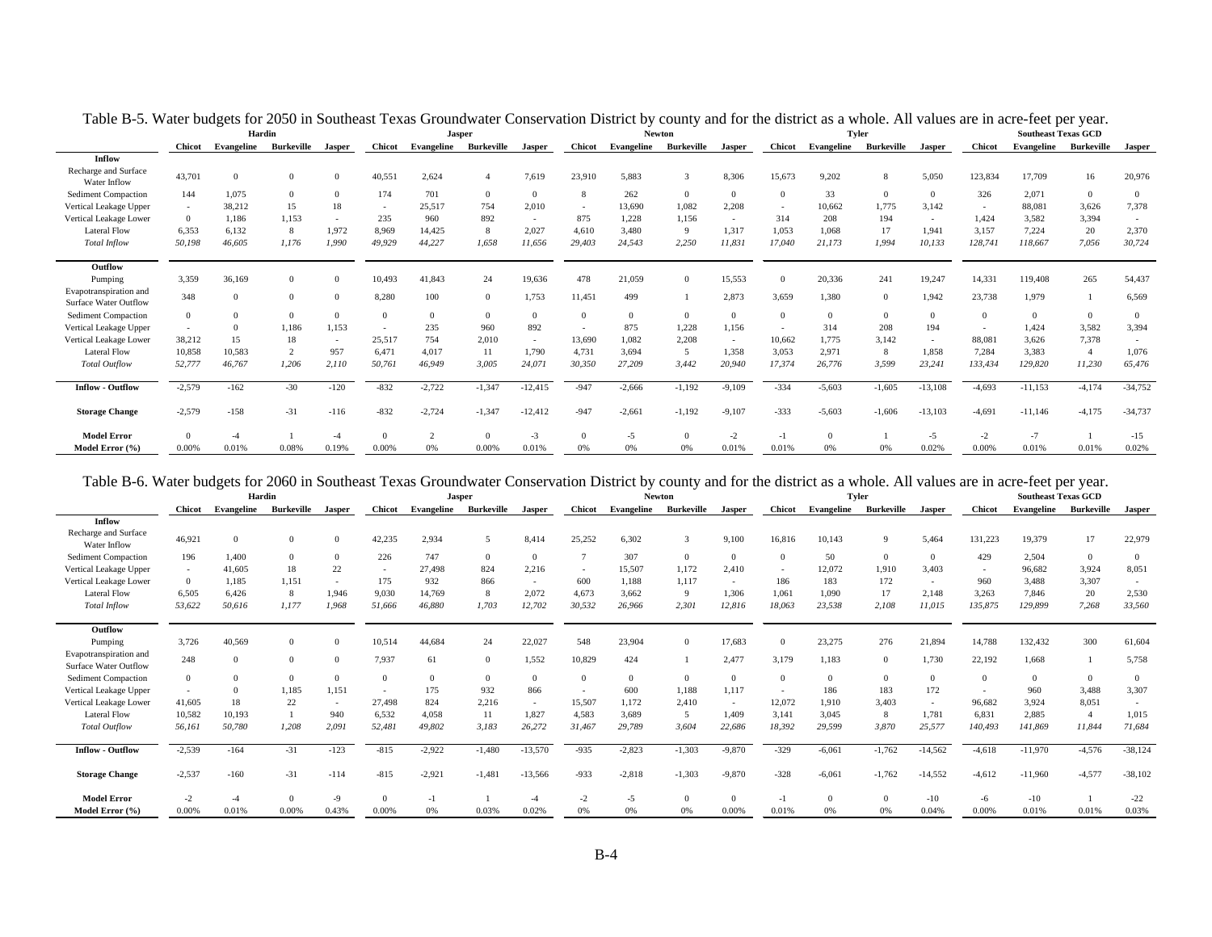Table B-5. Water budgets for 2050 in Southeast Texas Groundwater Conservation District by county and for the district as a whole. All values are in acre-feet per year.

| | Hardin | | | | Jasper | | | | Newton | | | | Tyler | | | | Southeast Texas GCD | | | |
|---|---|---|---|---|---|---|---|---|---|---|---|---|---|---|---|---|---|---|---|---|
| | **Chicot** | **Evangeline** | **Burkeville** | **Jasper** | **Chicot** | **Evangeline** | **Burkeville** | **Jasper** | **Chicot** | **Evangeline** | **Burkeville** | **Jasper** | **Chicot** | **Evangeline** | **Burkeville** | **Jasper** | **Chicot** | **Evangeline** | **Burkeville** | **Jasper** |
| **Inflow** | | | | | | | | | | | | | | | | | | | | |
| Recharge and Surface Water Inflow | 43,701 | 0 | 0 | 0 | 40,551 | 2,624 | 4 | 7,619 | 23,910 | 5,883 | 3 | 8,306 | 15,673 | 9,202 | 8 | 5,050 | 123,834 | 17,709 | 16 | 20,976 |
| Sediment Compaction | 144 | 1,075 | 0 | 0 | 174 | 701 | 0 | 0 | 8 | 262 | 0 | 0 | 0 | 33 | 0 | 0 | 326 | 2,071 | 0 | 0 |
| Vertical Leakage Upper | - | 38,212 | 15 | 18 | - | 25,517 | 754 | 2,010 | - | 13,690 | 1,082 | 2,208 | - | 10,662 | 1,775 | 3,142 | - | 88,081 | 3,626 | 7,378 |
| Vertical Leakage Lower | 0 | 1,186 | 1,153 | - | 235 | 960 | 892 | - | 875 | 1,228 | 1,156 | - | 314 | 208 | 194 | - | 1,424 | 3,582 | 3,394 | - |
| Lateral Flow | 6,353 | 6,132 | 8 | 1,972 | 8,969 | 14,425 | 8 | 2,027 | 4,610 | 3,480 | 9 | 1,317 | 1,053 | 1,068 | 17 | 1,941 | 3,157 | 7,224 | 20 | 2,370 |
| *Total Inflow* | *50,198* | *46,605* | *1,176* | *1,990* | *49,929* | *44,227* | *1,658* | *11,656* | *29,403* | *24,543* | *2,250* | *11,831* | *17,040* | *21,173* | *1,994* | *10,133* | *128,741* | *118,667* | *7,056* | *30,724* |
| **Outflow** | | | | | | | | | | | | | | | | | | | | |
| Pumping | 3,359 | 36,169 | 0 | 0 | 10,493 | 41,843 | 24 | 19,636 | 478 | 21,059 | 0 | 15,553 | 0 | 20,336 | 241 | 19,247 | 14,331 | 119,408 | 265 | 54,437 |
| Evapotranspiration and Surface Water Outflow | 348 | 0 | 0 | 0 | 8,280 | 100 | 0 | 1,753 | 11,451 | 499 | 1 | 2,873 | 3,659 | 1,380 | 0 | 1,942 | 23,738 | 1,979 | 1 | 6,569 |
| Sediment Compaction | 0 | 0 | 0 | 0 | 0 | 0 | 0 | 0 | 0 | 0 | 0 | 0 | 0 | 0 | 0 | 0 | 0 | 0 | 0 | 0 |
| Vertical Leakage Upper | - | 0 | 1,186 | 1,153 | - | 235 | 960 | 892 | - | 875 | 1,228 | 1,156 | - | 314 | 208 | 194 | - | 1,424 | 3,582 | 3,394 |
| Vertical Leakage Lower | 38,212 | 15 | 18 | - | 25,517 | 754 | 2,010 | - | 13,690 | 1,082 | 2,208 | - | 10,662 | 1,775 | 3,142 | - | 88,081 | 3,626 | 7,378 | - |
| Lateral Flow | 10,858 | 10,583 | 2 | 957 | 6,471 | 4,017 | 11 | 1,790 | 4,731 | 3,694 | 5 | 1,358 | 3,053 | 2,971 | 8 | 1,858 | 7,284 | 3,383 | 4 | 1,076 |
| *Total Outflow* | *52,777* | *46,767* | *1,206* | *2,110* | *50,761* | *46,949* | *3,005* | *24,071* | *30,350* | *27,209* | *3,442* | *20,940* | *17,374* | *26,776* | *3,599* | *23,241* | *133,434* | *129,820* | *11,230* | *65,476* |
| **Inflow - Outflow** | -2,579 | -162 | -30 | -120 | -832 | -2,722 | -1,347 | -12,415 | -947 | -2,666 | -1,192 | -9,109 | -334 | -5,603 | -1,605 | -13,108 | -4,693 | -11,153 | -4,174 | -34,752 |
| **Storage Change** | -2,579 | -158 | -31 | -116 | -832 | -2,724 | -1,347 | -12,412 | -947 | -2,661 | -1,192 | -9,107 | -333 | -5,603 | -1,606 | -13,103 | -4,691 | -11,146 | -4,175 | -34,737 |
| **Model Error** | 0 | -4 | 1 | -4 | 0 | 2 | 0 | -3 | 0 | -5 | 0 | -2 | -1 | 0 | 1 | -5 | -2 | -7 | 1 | -15 |
| **Model Error (%)** | 0.00% | 0.01% | 0.08% | 0.19% | 0.00% | 0% | 0.00% | 0.01% | 0% | 0% | 0% | 0.01% | 0.01% | 0% | 0% | 0.02% | 0.00% | 0.01% | 0.01% | 0.02% |

Table B-6. Water budgets for 2060 in Southeast Texas Groundwater Conservation District by county and for the district as a whole. All values are in acre-feet per year.

| | Hardin | | | | Jasper | | | | Newton | | | | Tyler | | | | Southeast Texas GCD | | | |
|---|---|---|---|---|---|---|---|---|---|---|---|---|---|---|---|---|---|---|---|---|
| | **Chicot** | **Evangeline** | **Burkeville** | **Jasper** | **Chicot** | **Evangeline** | **Burkeville** | **Jasper** | **Chicot** | **Evangeline** | **Burkeville** | **Jasper** | **Chicot** | **Evangeline** | **Burkeville** | **Jasper** | **Chicot** | **Evangeline** | **Burkeville** | **Jasper** |
| **Inflow** | | | | | | | | | | | | | | | | | | | | |
| Recharge and Surface Water Inflow | 46,921 | 0 | 0 | 0 | 42,235 | 2,934 | 5 | 8,414 | 25,252 | 6,302 | 3 | 9,100 | 16,816 | 10,143 | 9 | 5,464 | 131,223 | 19,379 | 17 | 22,979 |
| Sediment Compaction | 196 | 1,400 | 0 | 0 | 226 | 747 | 0 | 0 | 7 | 307 | 0 | 0 | 0 | 50 | 0 | 0 | 429 | 2,504 | 0 | 0 |
| Vertical Leakage Upper | - | 41,605 | 18 | 22 | - | 27,498 | 824 | 2,216 | - | 15,507 | 1,172 | 2,410 | - | 12,072 | 1,910 | 3,403 | - | 96,682 | 3,924 | 8,051 |
| Vertical Leakage Lower | 0 | 1,185 | 1,151 | - | 175 | 932 | 866 | - | 600 | 1,188 | 1,117 | - | 186 | 183 | 172 | - | 960 | 3,488 | 3,307 | - |
| Lateral Flow | 6,505 | 6,426 | 8 | 1,946 | 9,030 | 14,769 | 8 | 2,072 | 4,673 | 3,662 | 9 | 1,306 | 1,061 | 1,090 | 17 | 2,148 | 3,263 | 7,846 | 20 | 2,530 |
| *Total Inflow* | *53,622* | *50,616* | *1,177* | *1,968* | *51,666* | *46,880* | *1,703* | *12,702* | *30,532* | *26,966* | *2,301* | *12,816* | *18,063* | *23,538* | *2,108* | *11,015* | *135,875* | *129,899* | *7,268* | *33,560* |
| **Outflow** | | | | | | | | | | | | | | | | | | | | |
| Pumping | 3,726 | 40,569 | 0 | 0 | 10,514 | 44,684 | 24 | 22,027 | 548 | 23,904 | 0 | 17,683 | 0 | 23,275 | 276 | 21,894 | 14,788 | 132,432 | 300 | 61,604 |
| Evapotranspiration and Surface Water Outflow | 248 | 0 | 0 | 0 | 7,937 | 61 | 0 | 1,552 | 10,829 | 424 | 1 | 2,477 | 3,179 | 1,183 | 0 | 1,730 | 22,192 | 1,668 | 1 | 5,758 |
| Sediment Compaction | 0 | 0 | 0 | 0 | 0 | 0 | 0 | 0 | 0 | 0 | 0 | 0 | 0 | 0 | 0 | 0 | 0 | 0 | 0 | 0 |
| Vertical Leakage Upper | - | 0 | 1,185 | 1,151 | - | 175 | 932 | 866 | - | 600 | 1,188 | 1,117 | - | 186 | 183 | 172 | - | 960 | 3,488 | 3,307 |
| Vertical Leakage Lower | 41,605 | 18 | 22 | - | 27,498 | 824 | 2,216 | - | 15,507 | 1,172 | 2,410 | - | 12,072 | 1,910 | 3,403 | - | 96,682 | 3,924 | 8,051 | - |
| Lateral Flow | 10,582 | 10,193 | 1 | 940 | 6,532 | 4,058 | 11 | 1,827 | 4,583 | 3,689 | 5 | 1,409 | 3,141 | 3,045 | 8 | 1,781 | 6,831 | 2,885 | 4 | 1,015 |
| *Total Outflow* | *56,161* | *50,780* | *1,208* | *2,091* | *52,481* | *49,802* | *3,183* | *26,272* | *31,467* | *29,789* | *3,604* | *22,686* | *18,392* | *29,599* | *3,870* | *25,577* | *140,493* | *141,869* | *11,844* | *71,684* |
| **Inflow - Outflow** | -2,539 | -164 | -31 | -123 | -815 | -2,922 | -1,480 | -13,570 | -935 | -2,823 | -1,303 | -9,870 | -329 | -6,061 | -1,762 | -14,562 | -4,618 | -11,970 | -4,576 | -38,124 |
| **Storage Change** | -2,537 | -160 | -31 | -114 | -815 | -2,921 | -1,481 | -13,566 | -933 | -2,818 | -1,303 | -9,870 | -328 | -6,061 | -1,762 | -14,552 | -4,612 | -11,960 | -4,577 | -38,102 |
| **Model Error** | -2 | -4 | 0 | -9 | 0 | -1 | 1 | -4 | -2 | -5 | 0 | 0 | -1 | 0 | 0 | -10 | -6 | -10 | 1 | -22 |
| **Model Error (%)** | 0.00% | 0.01% | 0.00% | 0.43% | 0.00% | 0% | 0.03% | 0.02% | 0% | 0% | 0% | 0.00% | 0.01% | 0% | 0% | 0.04% | 0.00% | 0.01% | 0.01% | 0.03% |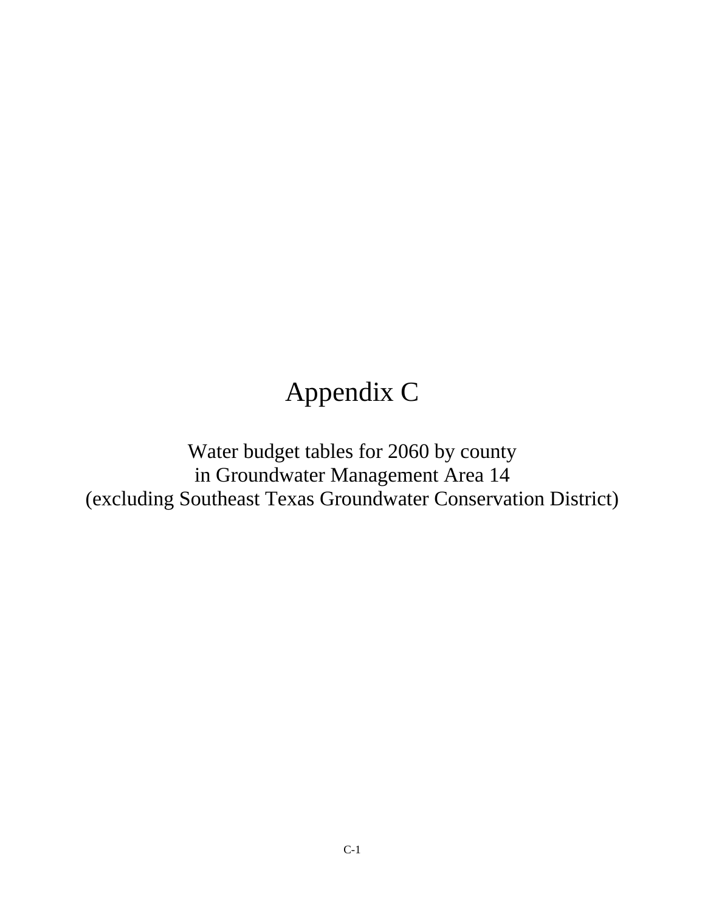# Appendix C

Water budget tables for 2060 by county
in Groundwater Management Area 14
(excluding Southeast Texas Groundwater Conservation District)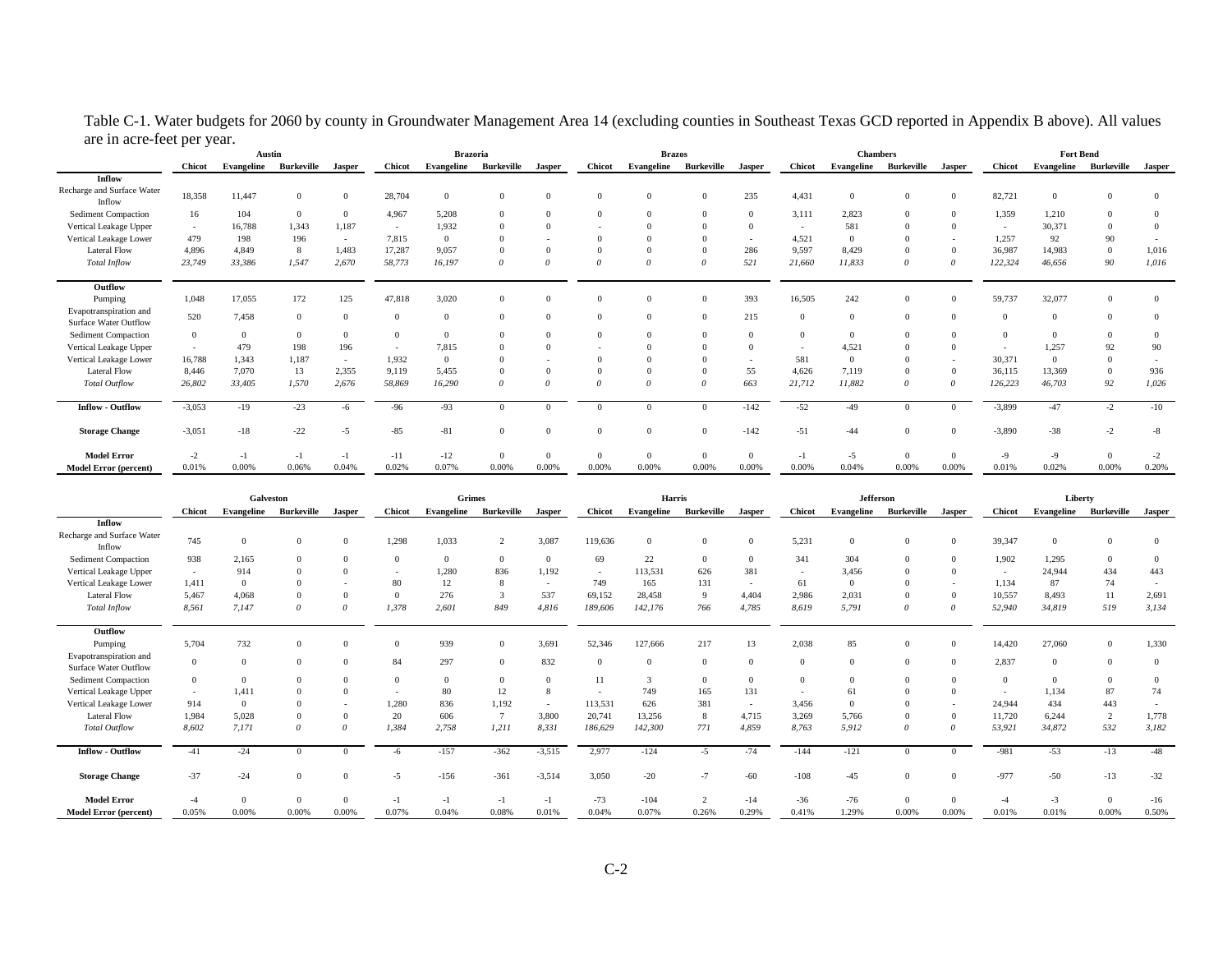Table C-1. Water budgets for 2060 by county in Groundwater Management Area 14 (excluding counties in Southeast Texas GCD reported in Appendix B above). All values are in acre-feet per year.

| | Austin | | | | Brazoria | | | | Brazos | | | | Chambers | | | | Fort Bend | | | |
|---|---|---|---|---|---|---|---|---|---|---|---|---|---|---|---|---|---|---|---|---|
| | Chicot | Evangeline | Burkeville | Jasper | Chicot | Evangeline | Burkeville | Jasper | Chicot | Evangeline | Burkeville | Jasper | Chicot | Evangeline | Burkeville | Jasper | Chicot | Evangeline | Burkeville | Jasper |
| **Inflow** | | | | | | | | | | | | | | | | | | | | |
| Recharge and Surface Water Inflow | 18,358 | 11,447 | 0 | 0 | 28,704 | 0 | 0 | 0 | 0 | 0 | 0 | 235 | 4,431 | 0 | 0 | 0 | 82,721 | 0 | 0 | 0 |
| Sediment Compaction | 16 | 104 | 0 | 0 | 4,967 | 5,208 | 0 | 0 | 0 | 0 | 0 | 0 | 3,111 | 2,823 | 0 | 0 | 1,359 | 1,210 | 0 | 0 |
| Vertical Leakage Upper | - | 16,788 | 1,343 | 1,187 | - | 1,932 | 0 | 0 | - | 0 | 0 | 0 | - | 581 | 0 | 0 | - | 30,371 | 0 | 0 |
| Vertical Leakage Lower | 479 | 198 | 196 | - | 7,815 | 0 | 0 | - | 0 | 0 | 0 | - | 4,521 | 0 | 0 | - | 1,257 | 92 | 90 | - |
| Lateral Flow | 4,896 | 4,849 | 8 | 1,483 | 17,287 | 9,057 | 0 | 0 | 0 | 0 | 0 | 286 | 9,597 | 8,429 | 0 | 0 | 36,987 | 14,983 | 0 | 1,016 |
| *Total Inflow* | *23,749* | *33,386* | *1,547* | *2,670* | *58,773* | *16,197* | *0* | *0* | *0* | *0* | *0* | *521* | *21,660* | *11,833* | *0* | *0* | *122,324* | *46,656* | *90* | *1,016* |
| **Outflow** | | | | | | | | | | | | | | | | | | | | |
| Pumping | 1,048 | 17,055 | 172 | 125 | 47,818 | 3,020 | 0 | 0 | 0 | 0 | 0 | 393 | 16,505 | 242 | 0 | 0 | 59,737 | 32,077 | 0 | 0 |
| Evapotranspiration and Surface Water Outflow | 520 | 7,458 | 0 | 0 | 0 | 0 | 0 | 0 | 0 | 0 | 0 | 215 | 0 | 0 | 0 | 0 | 0 | 0 | 0 | 0 |
| Sediment Compaction | 0 | 0 | 0 | 0 | 0 | 0 | 0 | 0 | 0 | 0 | 0 | 0 | 0 | 0 | 0 | 0 | 0 | 0 | 0 | 0 |
| Vertical Leakage Upper | - | 479 | 198 | 196 | - | 7,815 | 0 | 0 | - | 0 | 0 | 0 | - | 4,521 | 0 | 0 | - | 1,257 | 92 | 90 |
| Vertical Leakage Lower | 16,788 | 1,343 | 1,187 | - | 1,932 | 0 | 0 | - | 0 | 0 | 0 | - | 581 | 0 | 0 | - | 30,371 | 0 | 0 | - |
| Lateral Flow | 8,446 | 7,070 | 13 | 2,355 | 9,119 | 5,455 | 0 | 0 | 0 | 0 | 0 | 55 | 4,626 | 7,119 | 0 | 0 | 36,115 | 13,369 | 0 | 936 |
| *Total Outflow* | *26,802* | *33,405* | *1,570* | *2,676* | *58,869* | *16,290* | *0* | *0* | *0* | *0* | *0* | *663* | *21,712* | *11,882* | *0* | *0* | *126,223* | *46,703* | *92* | *1,026* |
| **Inflow - Outflow** | -3,053 | -19 | -23 | -6 | -96 | -93 | 0 | 0 | 0 | 0 | 0 | -142 | -52 | -49 | 0 | 0 | -3,899 | -47 | -2 | -10 |
| **Storage Change** | -3,051 | -18 | -22 | -5 | -85 | -81 | 0 | 0 | 0 | 0 | 0 | -142 | -51 | -44 | 0 | 0 | -3,890 | -38 | -2 | -8 |
| **Model Error** | -2 | -1 | -1 | -1 | -11 | -12 | 0 | 0 | 0 | 0 | 0 | 0 | -1 | -5 | 0 | 0 | -9 | -9 | 0 | -2 |
| **Model Error (percent)** | 0.01% | 0.00% | 0.06% | 0.04% | 0.02% | 0.07% | 0.00% | 0.00% | 0.00% | 0.00% | 0.00% | 0.00% | 0.00% | 0.04% | 0.00% | 0.00% | 0.01% | 0.02% | 0.00% | 0.20% |

| | Galveston | | | | Grimes | | | | Harris | | | | Jefferson | | | | Liberty | | | |
|---|---|---|---|---|---|---|---|---|---|---|---|---|---|---|---|---|---|---|---|---|
| | Chicot | Evangeline | Burkeville | Jasper | Chicot | Evangeline | Burkeville | Jasper | Chicot | Evangeline | Burkeville | Jasper | Chicot | Evangeline | Burkeville | Jasper | Chicot | Evangeline | Burkeville | Jasper |
| **Inflow** | | | | | | | | | | | | | | | | | | | | |
| Recharge and Surface Water Inflow | 745 | 0 | 0 | 0 | 1,298 | 1,033 | 2 | 3,087 | 119,636 | 0 | 0 | 0 | 5,231 | 0 | 0 | 0 | 39,347 | 0 | 0 | 0 |
| Sediment Compaction | 938 | 2,165 | 0 | 0 | 0 | 0 | 0 | 0 | 69 | 22 | 0 | 0 | 341 | 304 | 0 | 0 | 1,902 | 1,295 | 0 | 0 |
| Vertical Leakage Upper | - | 914 | 0 | 0 | - | 1,280 | 836 | 1,192 | - | 113,531 | 626 | 381 | - | 3,456 | 0 | 0 | - | 24,944 | 434 | 443 |
| Vertical Leakage Lower | 1,411 | 0 | 0 | - | 80 | 12 | 8 | - | 749 | 165 | 131 | - | 61 | 0 | 0 | - | 1,134 | 87 | 74 | - |
| Lateral Flow | 5,467 | 4,068 | 0 | 0 | 0 | 276 | 3 | 537 | 69,152 | 28,458 | 9 | 4,404 | 2,986 | 2,031 | 0 | 0 | 10,557 | 8,493 | 11 | 2,691 |
| *Total Inflow* | *8,561* | *7,147* | *0* | *0* | *1,378* | *2,601* | *849* | *4,816* | *189,606* | *142,176* | *766* | *4,785* | *8,619* | *5,791* | *0* | *0* | *52,940* | *34,819* | *519* | *3,134* |
| **Outflow** | | | | | | | | | | | | | | | | | | | | |
| Pumping | 5,704 | 732 | 0 | 0 | 0 | 939 | 0 | 3,691 | 52,346 | 127,666 | 217 | 13 | 2,038 | 85 | 0 | 0 | 14,420 | 27,060 | 0 | 1,330 |
| Evapotranspiration and Surface Water Outflow | 0 | 0 | 0 | 0 | 84 | 297 | 0 | 832 | 0 | 0 | 0 | 0 | 0 | 0 | 0 | 0 | 2,837 | 0 | 0 | 0 |
| Sediment Compaction | 0 | 0 | 0 | 0 | 0 | 0 | 0 | 0 | 11 | 3 | 0 | 0 | 0 | 0 | 0 | 0 | 0 | 0 | 0 | 0 |
| Vertical Leakage Upper | - | 1,411 | 0 | 0 | - | 80 | 12 | 8 | - | 749 | 165 | 131 | - | 61 | 0 | 0 | - | 1,134 | 87 | 74 |
| Vertical Leakage Lower | 914 | 0 | 0 | - | 1,280 | 836 | 1,192 | - | 113,531 | 626 | 381 | - | 3,456 | 0 | 0 | - | 24,944 | 434 | 443 | - |
| Lateral Flow | 1,984 | 5,028 | 0 | 0 | 20 | 606 | 7 | 3,800 | 20,741 | 13,256 | 8 | 4,715 | 3,269 | 5,766 | 0 | 0 | 11,720 | 6,244 | 2 | 1,778 |
| *Total Outflow* | *8,602* | *7,171* | *0* | *0* | *1,384* | *2,758* | *1,211* | *8,331* | *186,629* | *142,300* | *771* | *4,859* | *8,763* | *5,912* | *0* | *0* | *53,921* | *34,872* | *532* | *3,182* |
| **Inflow - Outflow** | -41 | -24 | 0 | 0 | -6 | -157 | -362 | -3,515 | 2,977 | -124 | -5 | -74 | -144 | -121 | 0 | 0 | -981 | -53 | -13 | -48 |
| **Storage Change** | -37 | -24 | 0 | 0 | -5 | -156 | -361 | -3,514 | 3,050 | -20 | -7 | -60 | -108 | -45 | 0 | 0 | -977 | -50 | -13 | -32 |
| **Model Error** | -4 | 0 | 0 | 0 | -1 | -1 | -1 | -1 | -73 | -104 | 2 | -14 | -36 | -76 | 0 | 0 | -4 | -3 | 0 | -16 |
| **Model Error (percent)** | 0.05% | 0.00% | 0.00% | 0.00% | 0.07% | 0.04% | 0.08% | 0.01% | 0.04% | 0.07% | 0.26% | 0.29% | 0.41% | 1.29% | 0.00% | 0.00% | 0.01% | 0.01% | 0.00% | 0.50% |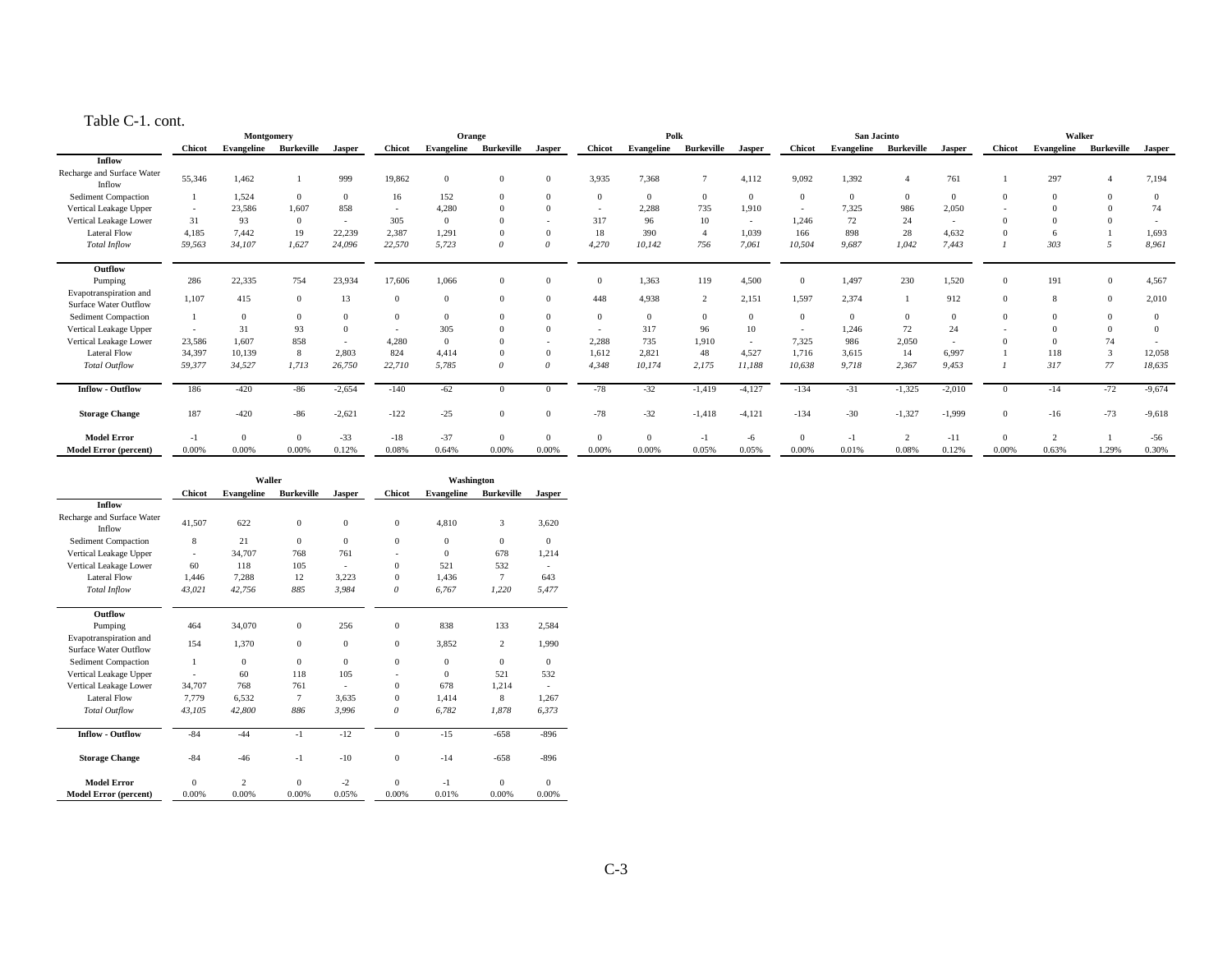Table C-1. cont.

| | Montgomery | | | | Orange | | | | Polk | | | | San Jacinto | | | | Walker | | | |
|---|---|---|---|---|---|---|---|---|---|---|---|---|---|---|---|---|---|---|---|---|
| | Chicot | Evangeline | Burkeville | Jasper | Chicot | Evangeline | Burkeville | Jasper | Chicot | Evangeline | Burkeville | Jasper | Chicot | Evangeline | Burkeville | Jasper | Chicot | Evangeline | Burkeville | Jasper |
| **Inflow** | | | | | | | | | | | | | | | | | | | | |
| Recharge and Surface Water Inflow | 55,346 | 1,462 | 1 | 999 | 19,862 | 0 | 0 | 0 | 3,935 | 7,368 | 7 | 4,112 | 9,092 | 1,392 | 4 | 761 | 1 | 297 | 4 | 7,194 |
| Sediment Compaction | 1 | 1,524 | 0 | 0 | 16 | 152 | 0 | 0 | 0 | 0 | 0 | 0 | 0 | 0 | 0 | 0 | 0 | 0 | 0 | 0 |
| Vertical Leakage Upper | - | 23,586 | 1,607 | 858 | - | 4,280 | 0 | 0 | - | 2,288 | 735 | 1,910 | - | 7,325 | 986 | 2,050 | - | 0 | 0 | 74 |
| Vertical Leakage Lower | 31 | 93 | 0 | - | 305 | 0 | 0 | - | 317 | 96 | 10 | - | 1,246 | 72 | 24 | - | 0 | 0 | 0 | - |
| Lateral Flow | 4,185 | 7,442 | 19 | 22,239 | 2,387 | 1,291 | 0 | 0 | 18 | 390 | 4 | 1,039 | 166 | 898 | 28 | 4,632 | 0 | 6 | 1 | 1,693 |
| *Total Inflow* | *59,563* | *34,107* | *1,627* | *24,096* | *22,570* | *5,723* | *0* | *0* | *4,270* | *10,142* | *756* | *7,061* | *10,504* | *9,687* | *1,042* | *7,443* | *1* | *303* | *5* | *8,961* |
| **Outflow** | | | | | | | | | | | | | | | | | | | | |
| Pumping | 286 | 22,335 | 754 | 23,934 | 17,606 | 1,066 | 0 | 0 | 0 | 1,363 | 119 | 4,500 | 0 | 1,497 | 230 | 1,520 | 0 | 191 | 0 | 4,567 |
| Evapotranspiration and Surface Water Outflow | 1,107 | 415 | 0 | 13 | 0 | 0 | 0 | 0 | 448 | 4,938 | 2 | 2,151 | 1,597 | 2,374 | 1 | 912 | 0 | 8 | 0 | 2,010 |
| Sediment Compaction | 1 | 0 | 0 | 0 | 0 | 0 | 0 | 0 | 0 | 0 | 0 | 0 | 0 | 0 | 0 | 0 | 0 | 0 | 0 | 0 |
| Vertical Leakage Upper | - | 31 | 93 | 0 | - | 305 | 0 | 0 | - | 317 | 96 | 10 | - | 1,246 | 72 | 24 | - | 0 | 0 | 0 |
| Vertical Leakage Lower | 23,586 | 1,607 | 858 | - | 4,280 | 0 | 0 | - | 2,288 | 735 | 1,910 | - | 7,325 | 986 | 2,050 | - | 0 | 0 | 74 | - |
| Lateral Flow | 34,397 | 10,139 | 8 | 2,803 | 824 | 4,414 | 0 | 0 | 1,612 | 2,821 | 48 | 4,527 | 1,716 | 3,615 | 14 | 6,997 | 1 | 118 | 3 | 12,058 |
| *Total Outflow* | *59,377* | *34,527* | *1,713* | *26,750* | *22,710* | *5,785* | *0* | *0* | *4,348* | *10,174* | *2,175* | *11,188* | *10,638* | *9,718* | *2,367* | *9,453* | *1* | *317* | *77* | *18,635* |
| **Inflow - Outflow** | 186 | -420 | -86 | -2,654 | -140 | -62 | 0 | 0 | -78 | -32 | -1,419 | -4,127 | -134 | -31 | -1,325 | -2,010 | 0 | -14 | -72 | -9,674 |
| **Storage Change** | 187 | -420 | -86 | -2,621 | -122 | -25 | 0 | 0 | -78 | -32 | -1,418 | -4,121 | -134 | -30 | -1,327 | -1,999 | 0 | -16 | -73 | -9,618 |
| **Model Error** | -1 | 0 | 0 | -33 | -18 | -37 | 0 | 0 | 0 | 0 | -1 | -6 | 0 | -1 | 2 | -11 | 0 | 2 | 1 | -56 |
| **Model Error (percent)** | 0.00% | 0.00% | 0.00% | 0.12% | 0.08% | 0.64% | 0.00% | 0.00% | 0.00% | 0.00% | 0.05% | 0.05% | 0.00% | 0.01% | 0.08% | 0.12% | 0.00% | 0.63% | 1.29% | 0.30% |

| | Waller | | | | Washington | | | |
|---|---|---|---|---|---|---|---|---|
| | Chicot | Evangeline | Burkeville | Jasper | Chicot | Evangeline | Burkeville | Jasper |
| **Inflow** | | | | | | | | |
| Recharge and Surface Water Inflow | 41,507 | 622 | 0 | 0 | 0 | 4,810 | 3 | 3,620 |
| Sediment Compaction | 8 | 21 | 0 | 0 | 0 | 0 | 0 | 0 |
| Vertical Leakage Upper | - | 34,707 | 768 | 761 | - | 0 | 678 | 1,214 |
| Vertical Leakage Lower | 60 | 118 | 105 | - | 0 | 521 | 532 | - |
| Lateral Flow | 1,446 | 7,288 | 12 | 3,223 | 0 | 1,436 | 7 | 643 |
| *Total Inflow* | *43,021* | *42,756* | *885* | *3,984* | *0* | *6,767* | *1,220* | *5,477* |
| **Outflow** | | | | | | | | |
| Pumping | 464 | 34,070 | 0 | 256 | 0 | 838 | 133 | 2,584 |
| Evapotranspiration and Surface Water Outflow | 154 | 1,370 | 0 | 0 | 0 | 3,852 | 2 | 1,990 |
| Sediment Compaction | 1 | 0 | 0 | 0 | 0 | 0 | 0 | 0 |
| Vertical Leakage Upper | - | 60 | 118 | 105 | - | 0 | 521 | 532 |
| Vertical Leakage Lower | 34,707 | 768 | 761 | - | 0 | 678 | 1,214 | - |
| Lateral Flow | 7,779 | 6,532 | 7 | 3,635 | 0 | 1,414 | 8 | 1,267 |
| *Total Outflow* | *43,105* | *42,800* | *886* | *3,996* | *0* | *6,782* | *1,878* | *6,373* |
| **Inflow - Outflow** | -84 | -44 | -1 | -12 | 0 | -15 | -658 | -896 |
| **Storage Change** | -84 | -46 | -1 | -10 | 0 | -14 | -658 | -896 |
| **Model Error** | 0 | 2 | 0 | -2 | 0 | -1 | 0 | 0 |
| **Model Error (percent)** | 0.00% | 0.00% | 0.00% | 0.05% | 0.00% | 0.01% | 0.00% | 0.00% |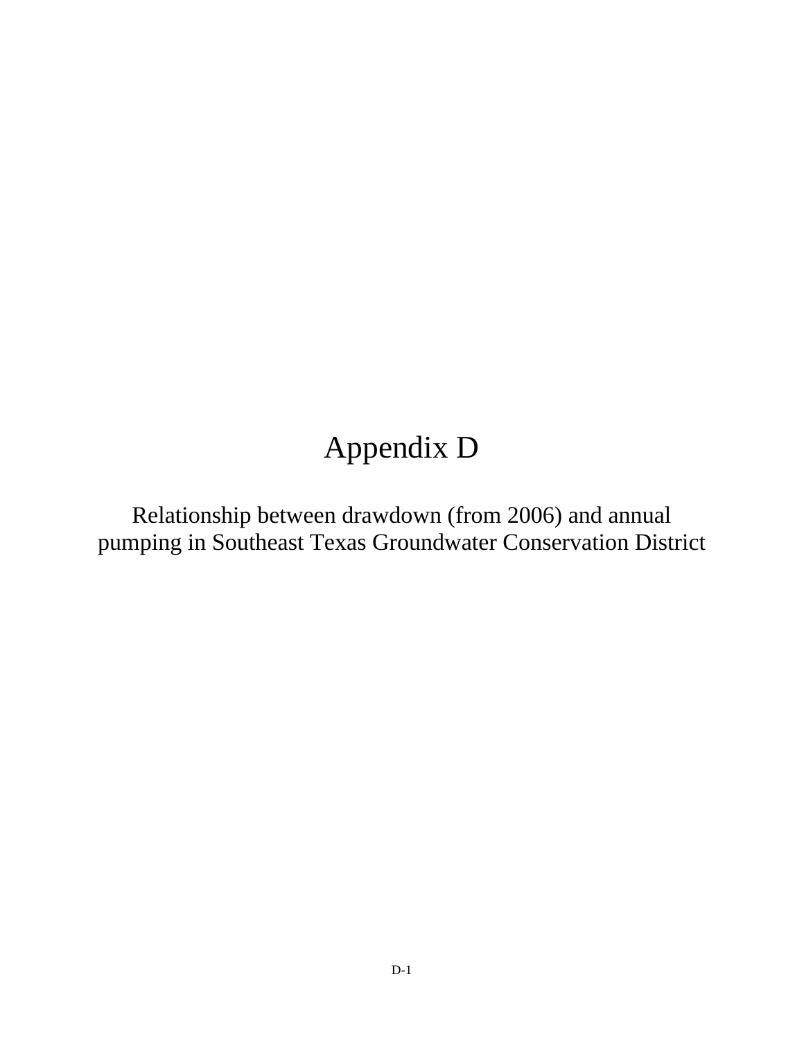# Appendix D

Relationship between drawdown (from 2006) and annual pumping in Southeast Texas Groundwater Conservation District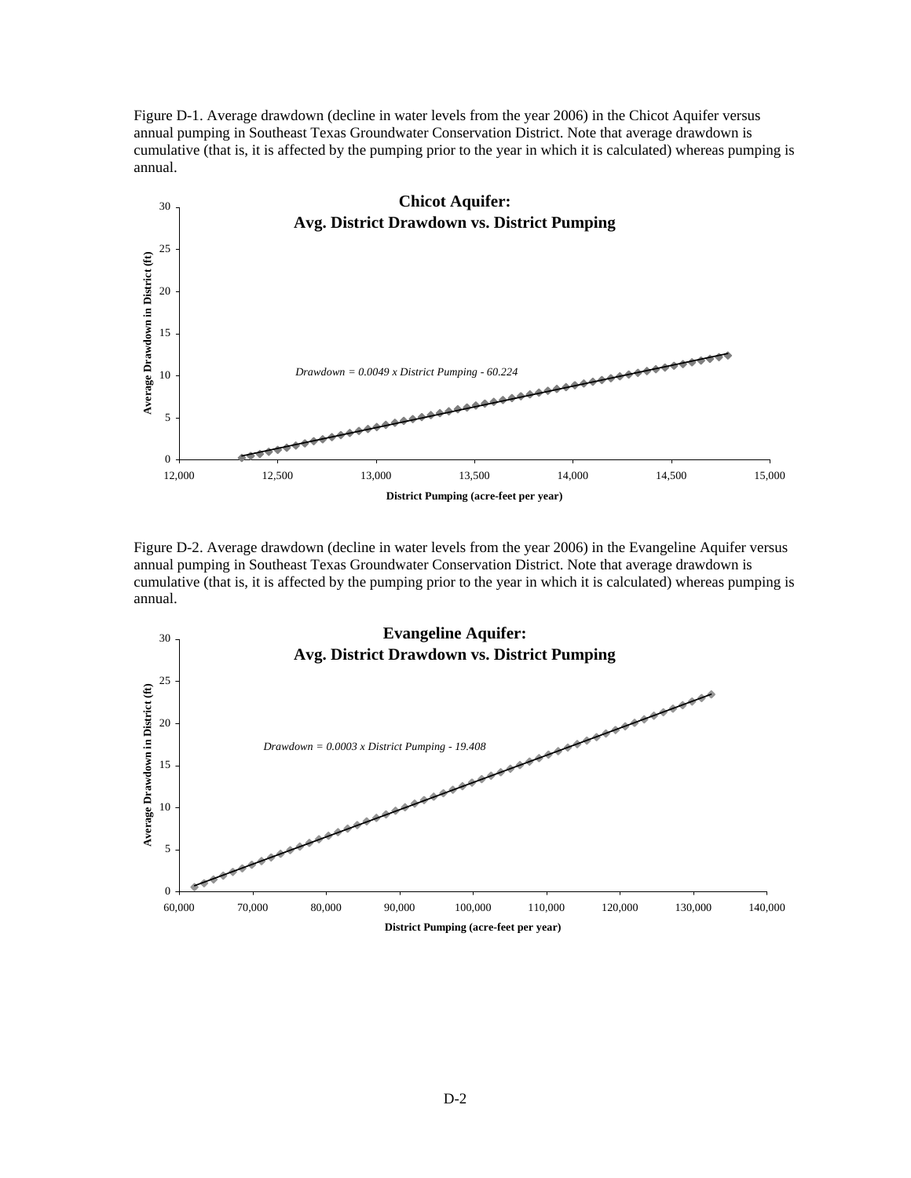Figure D-1. Average drawdown (decline in water levels from the year 2006) in the Chicot Aquifer versus annual pumping in Southeast Texas Groundwater Conservation District. Note that average drawdown is cumulative (that is, it is affected by the pumping prior to the year in which it is calculated) whereas pumping is annual.

**Chicot Aquifer: Avg. District Drawdown vs. District Pumping**

*Drawdown = 0.0049 x District Pumping - 60.224*

Figure D-2. Average drawdown (decline in water levels from the year 2006) in the Evangeline Aquifer versus annual pumping in Southeast Texas Groundwater Conservation District. Note that average drawdown is cumulative (that is, it is affected by the pumping prior to the year in which it is calculated) whereas pumping is annual.

**Evangeline Aquifer: Avg. District Drawdown vs. District Pumping**

*Drawdown = 0.0003 x District Pumping - 19.408*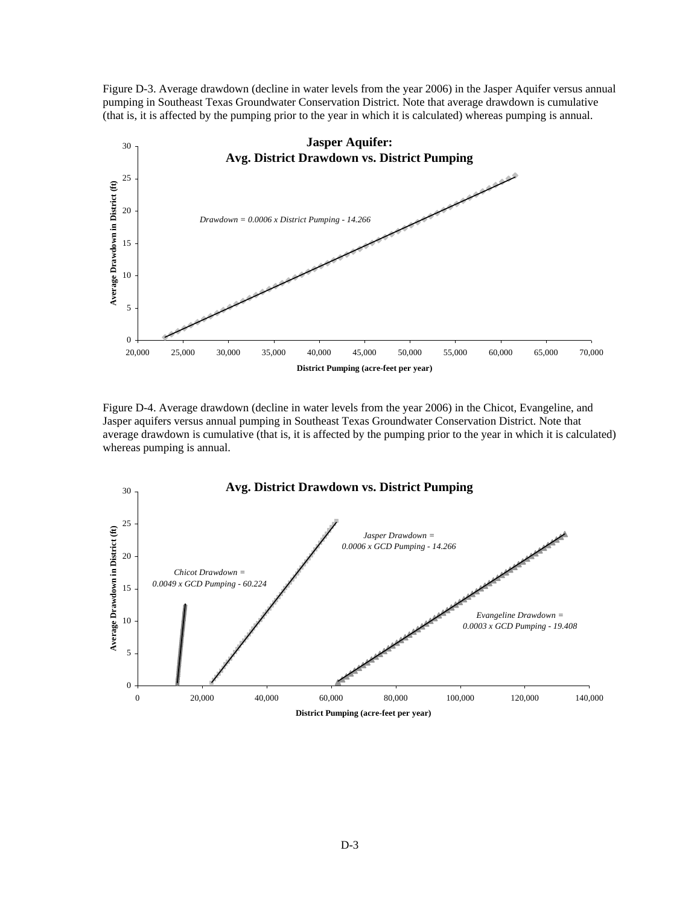Figure D-3. Average drawdown (decline in water levels from the year 2006) in the Jasper Aquifer versus annual pumping in Southeast Texas Groundwater Conservation District. Note that average drawdown is cumulative (that is, it is affected by the pumping prior to the year in which it is calculated) whereas pumping is annual.

**Jasper Aquifer:**
**Avg. District Drawdown vs. District Pumping**

*Drawdown = 0.0006 x District Pumping - 14.266*

Average Drawdown in District (ft)

0
5
10
15
20
25
30

20,000
25,000
30,000
35,000
40,000
45,000
50,000
55,000
60,000
65,000
70,000

District Pumping (acre-feet per year)

Figure D-4. Average drawdown (decline in water levels from the year 2006) in the Chicot, Evangeline, and Jasper aquifers versus annual pumping in Southeast Texas Groundwater Conservation District. Note that average drawdown is cumulative (that is, it is affected by the pumping prior to the year in which it is calculated) whereas pumping is annual.

**Avg. District Drawdown vs. District Pumping**

*Chicot Drawdown = 0.0049 x GCD Pumping - 60.224*

*Jasper Drawdown = 0.0006 x GCD Pumping - 14.266*

*Evangeline Drawdown = 0.0003 x GCD Pumping - 19.408*

Average Drawdown in District (ft)

0
5
10
15
20
25
30

0
20,000
40,000
60,000
80,000
100,000
120,000
140,000

District Pumping (acre-feet per year)